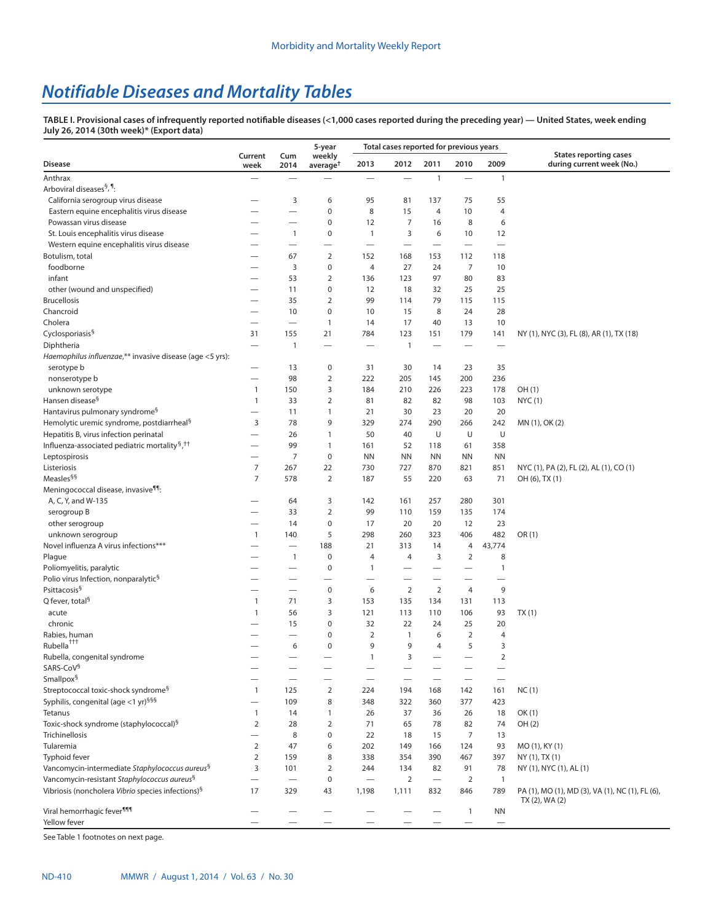# Notifiable Diseases and Mortality Tables

**TABLE I. Provisional cases of infrequently reported notifiable diseases (<1,000 cases reported during the preceding year) — United States, week ending July 26, 2014 (30th week)* (Export data)**

| Disease | Current week | Cum 2014 | 5-year weekly average† | Total cases reported for previous years | | | | | States reporting cases during current week (No.) |
|---|---|---|---|---|---|---|---|---|---|
| | | | | 2013 | 2012 | 2011 | 2010 | 2009 | |
| Anthrax | — | — | — | — | — | 1 | — | 1 | |
| Arboviral diseases§, ¶: | | | | | | | | | |
| California serogroup virus disease | — | 3 | 6 | 95 | 81 | 137 | 75 | 55 | |
| Eastern equine encephalitis virus disease | — | — | 0 | 8 | 15 | 4 | 10 | 4 | |
| Powassan virus disease | — | — | 0 | 12 | 7 | 16 | 8 | 6 | |
| St. Louis encephalitis virus disease | — | 1 | 0 | 1 | 3 | 6 | 10 | 12 | |
| Western equine encephalitis virus disease | — | — | — | — | — | — | — | — | |
| Botulism, total | — | 67 | 2 | 152 | 168 | 153 | 112 | 118 | |
| foodborne | — | 3 | 0 | 4 | 27 | 24 | 7 | 10 | |
| infant | — | 53 | 2 | 136 | 123 | 97 | 80 | 83 | |
| other (wound and unspecified) | — | 11 | 0 | 12 | 18 | 32 | 25 | 25 | |
| Brucellosis | — | 35 | 2 | 99 | 114 | 79 | 115 | 115 | |
| Chancroid | — | 10 | 0 | 10 | 15 | 8 | 24 | 28 | |
| Cholera | — | — | 1 | 14 | 17 | 40 | 13 | 10 | |
| Cyclosporiasis§ | 31 | 155 | 21 | 784 | 123 | 151 | 179 | 141 | NY (1), NYC (3), FL (8), AR (1), TX (18) |
| Diphtheria | — | 1 | — | — | 1 | — | — | — | |
| *Haemophilus influenzae*,** invasive disease (age <5 yrs): | | | | | | | | | |
| serotype b | — | 13 | 0 | 31 | 30 | 14 | 23 | 35 | |
| nonserotype b | — | 98 | 2 | 222 | 205 | 145 | 200 | 236 | |
| unknown serotype | 1 | 150 | 3 | 184 | 210 | 226 | 223 | 178 | OH (1) |
| Hansen disease§ | 1 | 33 | 2 | 81 | 82 | 82 | 98 | 103 | NYC (1) |
| Hantavirus pulmonary syndrome§ | — | 11 | 1 | 21 | 30 | 23 | 20 | 20 | |
| Hemolytic uremic syndrome, postdiarrheal§ | 3 | 78 | 9 | 329 | 274 | 290 | 266 | 242 | MN (1), OK (2) |
| Hepatitis B, virus infection perinatal | — | 26 | 1 | 50 | 40 | U | U | U | |
| Influenza-associated pediatric mortality§,†† | — | 99 | 1 | 161 | 52 | 118 | 61 | 358 | |
| Leptospirosis | — | 7 | 0 | NN | NN | NN | NN | NN | |
| Listeriosis | 7 | 267 | 22 | 730 | 727 | 870 | 821 | 851 | NYC (1), PA (2), FL (2), AL (1), CO (1) |
| Measles§§ | 7 | 578 | 2 | 187 | 55 | 220 | 63 | 71 | OH (6), TX (1) |
| Meningococcal disease, invasive¶¶: | | | | | | | | | |
| A, C, Y, and W-135 | — | 64 | 3 | 142 | 161 | 257 | 280 | 301 | |
| serogroup B | — | 33 | 2 | 99 | 110 | 159 | 135 | 174 | |
| other serogroup | — | 14 | 0 | 17 | 20 | 20 | 12 | 23 | |
| unknown serogroup | 1 | 140 | 5 | 298 | 260 | 323 | 406 | 482 | OR (1) |
| Novel influenza A virus infections*** | — | — | 188 | 21 | 313 | 14 | 4 | 43,774 | |
| Plague | — | 1 | 0 | 4 | 4 | 3 | 2 | 8 | |
| Poliomyelitis, paralytic | — | — | 0 | 1 | — | — | — | 1 | |
| Polio virus Infection, nonparalytic§ | — | — | — | — | — | — | — | — | |
| Psittacosis§ | — | — | 0 | 6 | 2 | 2 | 4 | 9 | |
| Q fever, total§ | 1 | 71 | 3 | 153 | 135 | 134 | 131 | 113 | |
| acute | 1 | 56 | 3 | 121 | 113 | 110 | 106 | 93 | TX (1) |
| chronic | — | 15 | 0 | 32 | 22 | 24 | 25 | 20 | |
| Rabies, human | — | — | 0 | 2 | 1 | 6 | 2 | 4 | |
| Rubella††† | — | 6 | 0 | 9 | 9 | 4 | 5 | 3 | |
| Rubella, congenital syndrome | — | — | — | 1 | 3 | — | — | 2 | |
| SARS-CoV§ | — | — | — | — | — | — | — | — | |
| Smallpox§ | — | — | — | — | — | — | — | — | |
| Streptococcal toxic-shock syndrome§ | 1 | 125 | 2 | 224 | 194 | 168 | 142 | 161 | NC (1) |
| Syphilis, congenital (age <1 yr)§§§ | — | 109 | 8 | 348 | 322 | 360 | 377 | 423 | |
| Tetanus | 1 | 14 | 1 | 26 | 37 | 36 | 26 | 18 | OK (1) |
| Toxic-shock syndrome (staphylococcal)§ | 2 | 28 | 2 | 71 | 65 | 78 | 82 | 74 | OH (2) |
| Trichinellosis | — | 8 | 0 | 22 | 18 | 15 | 7 | 13 | |
| Tularemia | 2 | 47 | 6 | 202 | 149 | 166 | 124 | 93 | MO (1), KY (1) |
| Typhoid fever | 2 | 159 | 8 | 338 | 354 | 390 | 467 | 397 | NY (1), TX (1) |
| Vancomycin-intermediate *Staphylococcus aureus*§ | 3 | 101 | 2 | 244 | 134 | 82 | 91 | 78 | NY (1), NYC (1), AL (1) |
| Vancomycin-resistant *Staphylococcus aureus*§ | — | — | 0 | — | 2 | — | 2 | 1 | |
| Vibriosis (noncholera *Vibrio* species infections)§ | 17 | 329 | 43 | 1,198 | 1,111 | 832 | 846 | 789 | PA (1), MO (1), MD (3), VA (1), NC (1), FL (6), TX (2), WA (2) |
| Viral hemorrhagic fever¶¶¶ | — | — | — | — | — | — | 1 | NN | |
| Yellow fever | — | — | — | — | — | — | — | — | |

See Table 1 footnotes on next page.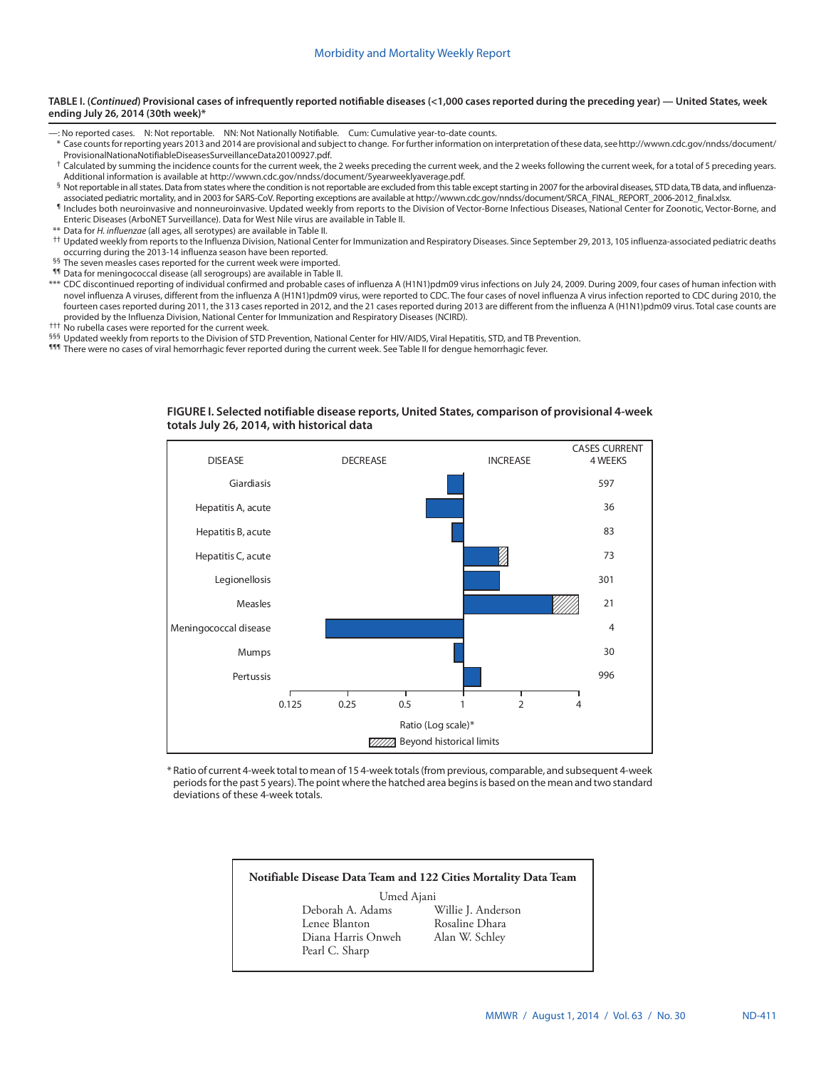**TABLE I. (*Continued*) Provisional cases of infrequently reported notifiable diseases (<1,000 cases reported during the preceding year) — United States, week ending July 26, 2014 (30th week)***

—: No reported cases. N: Not reportable. NN: Not Nationally Notifiable. Cum: Cumulative year-to-date counts.

\* Case counts for reporting years 2013 and 2014 are provisional and subject to change. For further information on interpretation of these data, see http://wwwn.cdc.gov/nndss/document/ProvisionalNationaNotifiableDiseasesSurveillanceData20100927.pdf.

† Calculated by summing the incidence counts for the current week, the 2 weeks preceding the current week, and the 2 weeks following the current week, for a total of 5 preceding years. Additional information is available at http://wwwn.cdc.gov/nndss/document/5yearweeklyaverage.pdf.

§ Not reportable in all states. Data from states where the condition is not reportable are excluded from this table except starting in 2007 for the arboviral diseases, STD data, TB data, and influenza-associated pediatric mortality, and in 2003 for SARS-CoV. Reporting exceptions are available at http://wwwn.cdc.gov/nndss/document/SRCA_FINAL_REPORT_2006-2012_final.xlsx.

¶ Includes both neuroinvasive and nonneuroinvasive. Updated weekly from reports to the Division of Vector-Borne Infectious Diseases, National Center for Zoonotic, Vector-Borne, and Enteric Diseases (ArboNET Surveillance). Data for West Nile virus are available in Table II.

\*\* Data for *H. influenzae* (all ages, all serotypes) are available in Table II.

†† Updated weekly from reports to the Influenza Division, National Center for Immunization and Respiratory Diseases. Since September 29, 2013, 105 influenza-associated pediatric deaths occurring during the 2013-14 influenza season have been reported.

§§ The seven measles cases reported for the current week were imported.

¶¶ Data for meningococcal disease (all serogroups) are available in Table II.

\*\*\* CDC discontinued reporting of individual confirmed and probable cases of influenza A (H1N1)pdm09 virus infections on July 24, 2009. During 2009, four cases of human infection with novel influenza A viruses, different from the influenza A (H1N1)pdm09 virus, were reported to CDC. The four cases of novel influenza A virus infection reported to CDC during 2010, the fourteen cases reported during 2011, the 313 cases reported in 2012, and the 21 cases reported during 2013 are different from the influenza A (H1N1)pdm09 virus. Total case counts are provided by the Influenza Division, National Center for Immunization and Respiratory Diseases (NCIRD).

††† No rubella cases were reported for the current week.

§§§ Updated weekly from reports to the Division of STD Prevention, National Center for HIV/AIDS, Viral Hepatitis, STD, and TB Prevention.

¶¶¶ There were no cases of viral hemorrhagic fever reported during the current week. See Table II for dengue hemorrhagic fever.

**FIGURE I. Selected notifiable disease reports, United States, comparison of provisional 4-week totals July 26, 2014, with historical data**

DISEASE
DECREASE
INCREASE
CASES CURRENT 4 WEEKS

Giardiasis 597
Hepatitis A, acute 36
Hepatitis B, acute 83
Hepatitis C, acute 73
Legionellosis 301
Measles 21
Meningococcal disease 4
Mumps 30
Pertussis 996

0.125
0.25
0.5
1
2
4

Ratio (Log scale)*

Beyond historical limits

\* Ratio of current 4-week total to mean of 15 4-week totals (from previous, comparable, and subsequent 4-week periods for the past 5 years). The point where the hatched area begins is based on the mean and two standard deviations of these 4-week totals.

**Notifiable Disease Data Team and 122 Cities Mortality Data Team**

Umed Ajani
Deborah A. Adams
Willie J. Anderson
Lenee Blanton
Rosaline Dhara
Diana Harris Onweh
Alan W. Schley
Pearl C. Sharp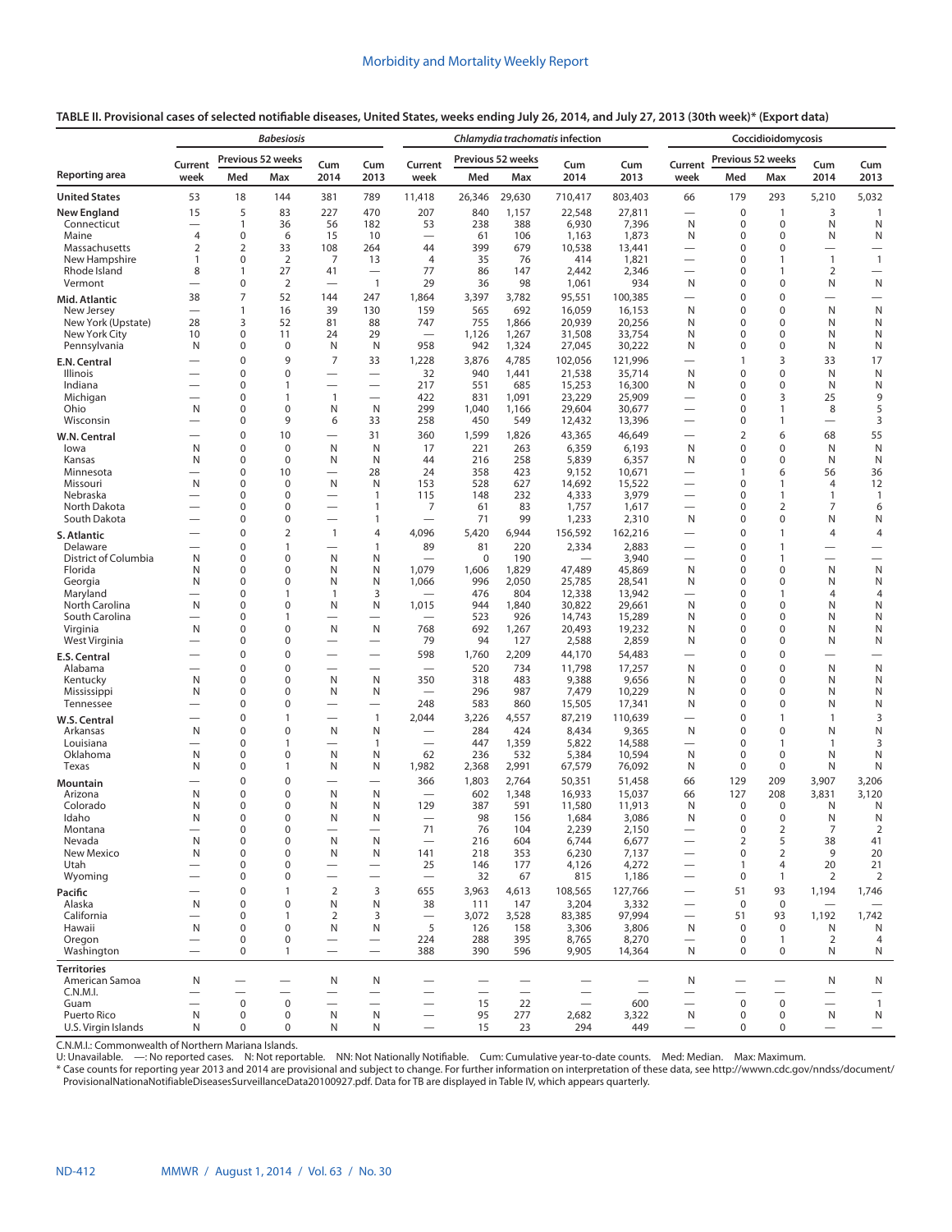**TABLE II. Provisional cases of selected notifiable diseases, United States, weeks ending July 26, 2014, and July 27, 2013 (30th week)* (Export data)**

| | *Babesiosis* | | | | | *Chlamydia trachomatis* infection | | | | | Coccidioidomycosis | | | | |
|---|---|---|---|---|---|---|---|---|---|---|---|---|---|---|---|
| Reporting area | Current week | Previous 52 weeks Med | Previous 52 weeks Max | Cum 2014 | Cum 2013 | Current week | Previous 52 weeks Med | Previous 52 weeks Max | Cum 2014 | Cum 2013 | Current week | Previous 52 weeks Med | Previous 52 weeks Max | Cum 2014 | Cum 2013 |
| **United States** | 53 | 18 | 144 | 381 | 789 | 11,418 | 26,346 | 29,630 | 710,417 | 803,403 | 66 | 179 | 293 | 5,210 | 5,032 |
| **New England** | 15 | 5 | 83 | 227 | 470 | 207 | 840 | 1,157 | 22,548 | 27,811 | — | 0 | 1 | 3 | 1 |
| Connecticut | — | 1 | 36 | 56 | 182 | 53 | 238 | 388 | 6,930 | 7,396 | N | 0 | 0 | N | N |
| Maine | 4 | 0 | 6 | 15 | 10 | — | 61 | 106 | 1,163 | 1,873 | N | 0 | 0 | N | N |
| Massachusetts | 2 | 2 | 33 | 108 | 264 | 44 | 399 | 679 | 10,538 | 13,441 | — | 0 | 0 | — | — |
| New Hampshire | 1 | 0 | 2 | 7 | 13 | 4 | 35 | 76 | 414 | 1,821 | — | 0 | 1 | 1 | 1 |
| Rhode Island | 8 | 1 | 27 | 41 | — | 77 | 86 | 147 | 2,442 | 2,346 | — | 0 | 1 | 2 | — |
| Vermont | — | 0 | 2 | — | 1 | 29 | 36 | 98 | 1,061 | 934 | N | 0 | 0 | N | N |
| **Mid. Atlantic** | 38 | 7 | 52 | 144 | 247 | 1,864 | 3,397 | 3,782 | 95,551 | 100,385 | — | 0 | 0 | — | — |
| New Jersey | — | 1 | 16 | 39 | 130 | 159 | 565 | 692 | 16,059 | 16,153 | N | 0 | 0 | N | N |
| New York (Upstate) | 28 | 3 | 52 | 81 | 88 | 747 | 755 | 1,866 | 20,939 | 20,256 | N | 0 | 0 | N | N |
| New York City | 10 | 0 | 11 | 24 | 29 | — | 1,126 | 1,267 | 31,508 | 33,754 | N | 0 | 0 | N | N |
| Pennsylvania | N | 0 | 0 | N | N | 958 | 942 | 1,324 | 27,045 | 30,222 | N | 0 | 0 | N | N |
| **E.N. Central** | — | 0 | 9 | 7 | 33 | 1,228 | 3,876 | 4,785 | 102,056 | 121,996 | — | 1 | 3 | 33 | 17 |
| Illinois | — | 0 | 0 | — | — | 32 | 940 | 1,441 | 21,538 | 35,714 | N | 0 | 0 | N | N |
| Indiana | — | 0 | 1 | — | — | 217 | 551 | 685 | 15,253 | 16,300 | N | 0 | 0 | N | N |
| Michigan | — | 0 | 1 | 1 | — | 422 | 831 | 1,091 | 23,229 | 25,909 | — | 0 | 3 | 25 | 9 |
| Ohio | N | 0 | 0 | N | N | 299 | 1,040 | 1,166 | 29,604 | 30,677 | — | 0 | 1 | 8 | 5 |
| Wisconsin | — | 0 | 9 | 6 | 33 | 258 | 450 | 549 | 12,432 | 13,396 | — | 0 | 1 | — | 3 |
| **W.N. Central** | — | 0 | 10 | — | 31 | 360 | 1,599 | 1,826 | 43,365 | 46,649 | — | 2 | 6 | 68 | 55 |
| Iowa | N | 0 | 0 | N | N | 17 | 221 | 263 | 6,359 | 6,193 | N | 0 | 0 | N | N |
| Kansas | N | 0 | 0 | N | N | 44 | 216 | 258 | 5,839 | 6,357 | N | 0 | 0 | N | N |
| Minnesota | — | 0 | 10 | — | 28 | 24 | 358 | 423 | 9,152 | 10,671 | — | 1 | 6 | 56 | 36 |
| Missouri | N | 0 | 0 | N | N | 153 | 528 | 627 | 14,692 | 15,522 | — | 0 | 1 | 4 | 12 |
| Nebraska | — | 0 | 0 | — | 1 | 115 | 148 | 232 | 4,333 | 3,979 | — | 0 | 1 | 1 | 1 |
| North Dakota | — | 0 | 0 | — | 1 | 7 | 61 | 83 | 1,757 | 1,617 | — | 0 | 2 | 7 | 6 |
| South Dakota | — | 0 | 0 | — | 1 | — | 71 | 99 | 1,233 | 2,310 | N | 0 | 0 | N | N |
| **S. Atlantic** | — | 0 | 2 | 1 | 4 | 4,096 | 5,420 | 6,944 | 156,592 | 162,216 | — | 0 | 1 | 4 | 4 |
| Delaware | — | 0 | 1 | — | 1 | 89 | 81 | 220 | 2,334 | 2,883 | — | 0 | 1 | — | — |
| District of Columbia | N | 0 | 0 | N | N | — | 0 | 190 | — | 3,940 | — | 0 | 1 | — | — |
| Florida | N | 0 | 0 | N | N | 1,079 | 1,606 | 1,829 | 47,489 | 45,869 | N | 0 | 0 | N | N |
| Georgia | N | 0 | 0 | N | N | 1,066 | 996 | 2,050 | 25,785 | 28,541 | N | 0 | 0 | N | N |
| Maryland | — | 0 | 1 | 1 | 3 | — | 476 | 804 | 12,338 | 13,942 | — | 0 | 1 | 4 | 4 |
| North Carolina | N | 0 | 0 | N | N | 1,015 | 944 | 1,840 | 30,822 | 29,661 | N | 0 | 0 | N | N |
| South Carolina | — | 0 | 1 | — | — | — | 523 | 926 | 14,743 | 15,289 | N | 0 | 0 | N | N |
| Virginia | N | 0 | 0 | N | N | 768 | 692 | 1,267 | 20,493 | 19,232 | N | 0 | 0 | N | N |
| West Virginia | — | 0 | 0 | — | — | 79 | 94 | 127 | 2,588 | 2,859 | N | 0 | 0 | N | N |
| **E.S. Central** | — | 0 | 0 | — | — | 598 | 1,760 | 2,209 | 44,170 | 54,483 | — | 0 | 0 | — | — |
| Alabama | — | 0 | 0 | — | — | — | 520 | 734 | 11,798 | 17,257 | N | 0 | 0 | N | N |
| Kentucky | N | 0 | 0 | N | N | 350 | 318 | 483 | 9,388 | 9,656 | N | 0 | 0 | N | N |
| Mississippi | N | 0 | 0 | N | N | — | 296 | 987 | 7,479 | 10,229 | N | 0 | 0 | N | N |
| Tennessee | — | 0 | 0 | — | — | 248 | 583 | 860 | 15,505 | 17,341 | N | 0 | 0 | N | N |
| **W.S. Central** | — | 0 | 1 | — | 1 | 2,044 | 3,226 | 4,557 | 87,219 | 110,639 | — | 0 | 1 | 1 | 3 |
| Arkansas | N | 0 | 0 | N | N | — | 284 | 424 | 8,434 | 9,365 | N | 0 | 0 | N | N |
| Louisiana | — | 0 | 1 | — | 1 | — | 447 | 1,359 | 5,822 | 14,588 | — | 0 | 1 | 1 | 3 |
| Oklahoma | N | 0 | 0 | N | N | 62 | 236 | 532 | 5,384 | 10,594 | N | 0 | 0 | N | N |
| Texas | N | 0 | 1 | N | N | 1,982 | 2,368 | 2,991 | 67,579 | 76,092 | N | 0 | 0 | N | N |
| **Mountain** | — | 0 | 0 | — | — | 366 | 1,803 | 2,764 | 50,351 | 51,458 | 66 | 129 | 209 | 3,907 | 3,206 |
| Arizona | N | 0 | 0 | N | N | — | 602 | 1,348 | 16,933 | 15,037 | 66 | 127 | 208 | 3,831 | 3,120 |
| Colorado | N | 0 | 0 | N | N | 129 | 387 | 591 | 11,580 | 11,913 | N | 0 | 0 | N | N |
| Idaho | N | 0 | 0 | N | N | — | 98 | 156 | 1,684 | 3,086 | N | 0 | 0 | N | N |
| Montana | — | 0 | 0 | — | — | 71 | 76 | 104 | 2,239 | 2,150 | — | 0 | 2 | 7 | 2 |
| Nevada | N | 0 | 0 | N | N | — | 216 | 604 | 6,744 | 6,677 | — | 2 | 5 | 38 | 41 |
| New Mexico | N | 0 | 0 | N | N | 141 | 218 | 353 | 6,230 | 7,137 | — | 0 | 2 | 9 | 20 |
| Utah | — | 0 | 0 | — | — | 25 | 146 | 177 | 4,126 | 4,272 | — | 1 | 4 | 20 | 21 |
| Wyoming | — | 0 | 0 | — | — | — | 32 | 67 | 815 | 1,186 | — | 0 | 1 | 2 | 2 |
| **Pacific** | — | 0 | 1 | 2 | 3 | 655 | 3,963 | 4,613 | 108,565 | 127,766 | — | 51 | 93 | 1,194 | 1,746 |
| Alaska | N | 0 | 0 | N | N | 38 | 111 | 147 | 3,204 | 3,332 | — | 0 | 0 | — | — |
| California | — | 0 | 1 | 2 | 3 | — | 3,072 | 3,528 | 83,385 | 97,994 | — | 51 | 93 | 1,192 | 1,742 |
| Hawaii | N | 0 | 0 | N | N | 5 | 126 | 158 | 3,306 | 3,806 | N | 0 | 0 | N | N |
| Oregon | — | 0 | 0 | — | — | 224 | 288 | 395 | 8,765 | 8,270 | — | 0 | 1 | 2 | 4 |
| Washington | — | 0 | 1 | — | — | 388 | 390 | 596 | 9,905 | 14,364 | N | 0 | 0 | N | N |
| **Territories** | | | | | | | | | | | | | | | |
| American Samoa | N | — | — | N | N | — | — | — | — | — | N | — | — | N | N |
| C.N.M.I. | — | — | — | — | — | — | — | — | — | — | — | — | — | — | — |
| Guam | — | 0 | 0 | — | — | — | 15 | 22 | — | 600 | — | 0 | 0 | — | 1 |
| Puerto Rico | N | 0 | 0 | N | N | — | 95 | 277 | 2,682 | 3,322 | N | 0 | 0 | N | N |
| U.S. Virgin Islands | N | 0 | 0 | N | N | — | 15 | 23 | 294 | 449 | — | 0 | 0 | — | — |

C.N.M.I.: Commonwealth of Northern Mariana Islands.
U: Unavailable. —: No reported cases. N: Not reportable. NN: Not Nationally Notifiable. Cum: Cumulative year-to-date counts. Med: Median. Max: Maximum.
* Case counts for reporting year 2013 and 2014 are provisional and subject to change. For further information on interpretation of these data, see http://wwwn.cdc.gov/nndss/document/ProvisionalNationaNotifiableDiseasesSurveillanceData20100927.pdf. Data for TB are displayed in Table IV, which appears quarterly.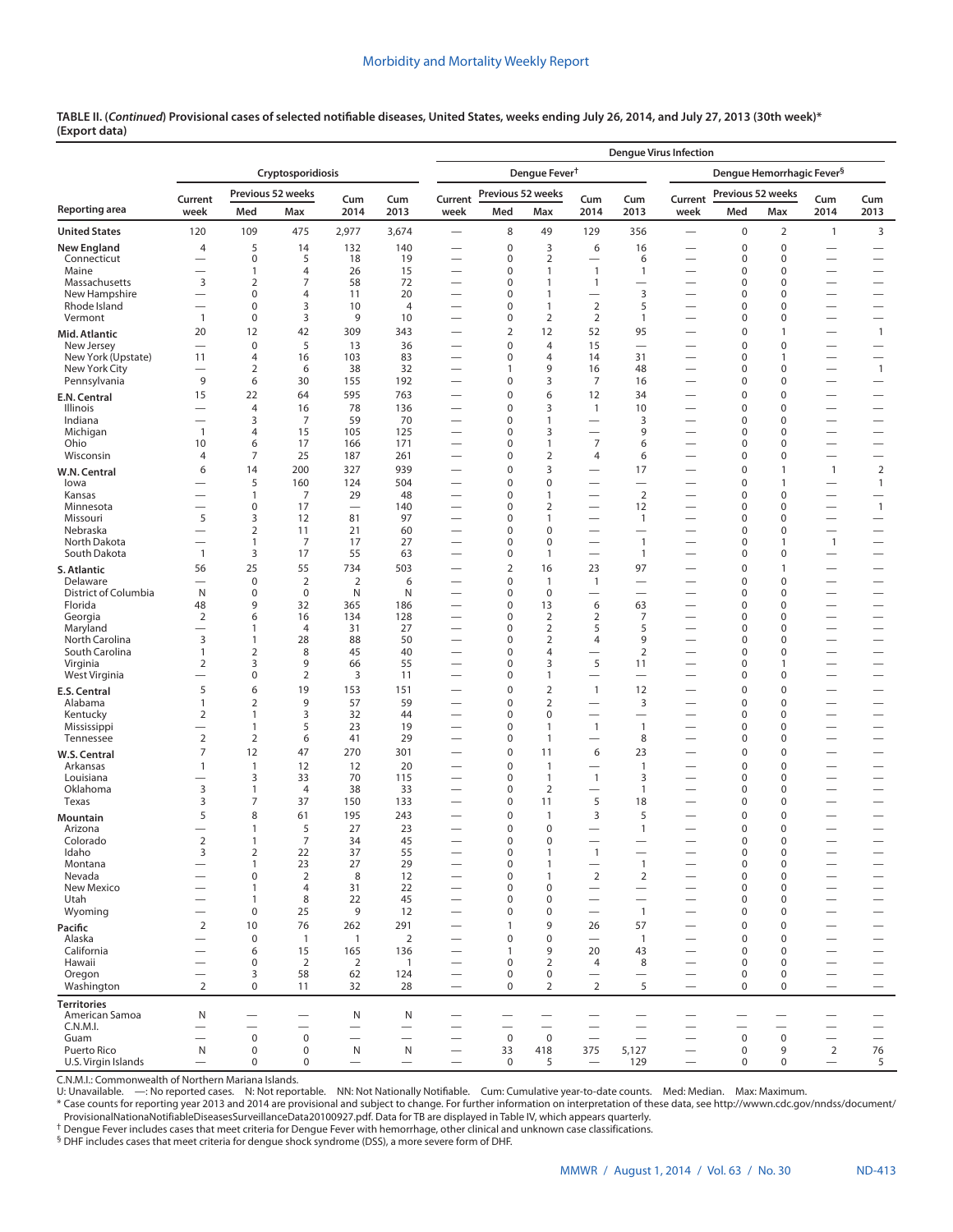**TABLE II. (*Continued*) Provisional cases of selected notifiable diseases, United States, weeks ending July 26, 2014, and July 27, 2013 (30th week)* (Export data)**

| Reporting area | Cryptosporidiosis | | | | | Dengue Virus Infection: Dengue Fever† | | | | | Dengue Virus Infection: Dengue Hemorrhagic Fever§ | | | | |
|---|---|---|---|---|---|---|---|---|---|---|---|---|---|---|---|
| | Current week | Previous 52 weeks Med | Previous 52 weeks Max | Cum 2014 | Cum 2013 | Current week | Previous 52 weeks Med | Previous 52 weeks Max | Cum 2014 | Cum 2013 | Current week | Previous 52 weeks Med | Previous 52 weeks Max | Cum 2014 | Cum 2013 |
| **United States** | 120 | 109 | 475 | 2,977 | 3,674 | — | 8 | 49 | 129 | 356 | — | 0 | 2 | 1 | 3 |
| **New England** | 4 | 5 | 14 | 132 | 140 | — | 0 | 3 | 6 | 16 | — | 0 | 0 | — | — |
| Connecticut | — | 0 | 5 | 18 | 19 | — | 0 | 2 | — | 6 | — | 0 | 0 | — | — |
| Maine | — | 1 | 4 | 26 | 15 | — | 0 | 1 | 1 | 1 | — | 0 | 0 | — | — |
| Massachusetts | 3 | 2 | 7 | 58 | 72 | — | 0 | 1 | 1 | — | — | 0 | 0 | — | — |
| New Hampshire | — | 0 | 4 | 11 | 20 | — | 0 | 1 | — | 3 | — | 0 | 0 | — | — |
| Rhode Island | — | 0 | 3 | 10 | 4 | — | 0 | 1 | 2 | 5 | — | 0 | 0 | — | — |
| Vermont | 1 | 0 | 3 | 9 | 10 | — | 0 | 2 | 2 | 1 | — | 0 | 0 | — | — |
| **Mid. Atlantic** | 20 | 12 | 42 | 309 | 343 | — | 2 | 12 | 52 | 95 | — | 0 | 1 | — | 1 |
| New Jersey | — | 0 | 5 | 13 | 36 | — | 0 | 4 | 15 | — | — | 0 | 0 | — | — |
| New York (Upstate) | 11 | 4 | 16 | 103 | 83 | — | 0 | 4 | 14 | 31 | — | 0 | 1 | — | — |
| New York City | — | 2 | 6 | 38 | 32 | — | 1 | 9 | 16 | 48 | — | 0 | 0 | — | 1 |
| Pennsylvania | 9 | 6 | 30 | 155 | 192 | — | 0 | 3 | 7 | 16 | — | 0 | 0 | — | — |
| **E.N. Central** | 15 | 22 | 64 | 595 | 763 | — | 0 | 6 | 12 | 34 | — | 0 | 0 | — | — |
| Illinois | — | 4 | 16 | 78 | 136 | — | 0 | 3 | 1 | 10 | — | 0 | 0 | — | — |
| Indiana | — | 3 | 7 | 59 | 70 | — | 0 | 1 | — | 3 | — | 0 | 0 | — | — |
| Michigan | 1 | 4 | 15 | 105 | 125 | — | 0 | 3 | — | 9 | — | 0 | 0 | — | — |
| Ohio | 10 | 6 | 17 | 166 | 171 | — | 0 | 1 | 7 | 6 | — | 0 | 0 | — | — |
| Wisconsin | 4 | 7 | 25 | 187 | 261 | — | 0 | 2 | 4 | 6 | — | 0 | 0 | — | — |
| **W.N. Central** | 6 | 14 | 200 | 327 | 939 | — | 0 | 3 | — | 17 | — | 0 | 1 | 1 | 2 |
| Iowa | — | 5 | 160 | 124 | 504 | — | 0 | 0 | — | — | — | 0 | 1 | — | 1 |
| Kansas | — | 1 | 7 | 29 | 48 | — | 0 | 1 | — | 2 | — | 0 | 0 | — | — |
| Minnesota | — | 0 | 17 | — | 140 | — | 0 | 2 | — | 12 | — | 0 | 0 | — | 1 |
| Missouri | 5 | 3 | 12 | 81 | 97 | — | 0 | 1 | — | 1 | — | 0 | 0 | — | — |
| Nebraska | — | 2 | 11 | 21 | 60 | — | 0 | 0 | — | — | — | 0 | 0 | — | — |
| North Dakota | — | 1 | 7 | 17 | 27 | — | 0 | 0 | — | 1 | — | 0 | 1 | 1 | — |
| South Dakota | 1 | 3 | 17 | 55 | 63 | — | 0 | 1 | — | 1 | — | 0 | 0 | — | — |
| **S. Atlantic** | 56 | 25 | 55 | 734 | 503 | — | 2 | 16 | 23 | 97 | — | 0 | 1 | — | — |
| Delaware | — | 0 | 2 | 2 | 6 | — | 0 | 1 | 1 | — | — | 0 | 0 | — | — |
| District of Columbia | N | 0 | 0 | N | N | — | 0 | 0 | — | — | — | 0 | 0 | — | — |
| Florida | 48 | 9 | 32 | 365 | 186 | — | 0 | 13 | 6 | 63 | — | 0 | 0 | — | — |
| Georgia | 2 | 6 | 16 | 134 | 128 | — | 0 | 2 | 2 | 7 | — | 0 | 0 | — | — |
| Maryland | — | 1 | 4 | 31 | 27 | — | 0 | 2 | 5 | 5 | — | 0 | 0 | — | — |
| North Carolina | 3 | 1 | 28 | 88 | 50 | — | 0 | 2 | 4 | 9 | — | 0 | 0 | — | — |
| South Carolina | 1 | 2 | 8 | 45 | 40 | — | 0 | 4 | — | 2 | — | 0 | 0 | — | — |
| Virginia | 2 | 3 | 9 | 66 | 55 | — | 0 | 3 | 5 | 11 | — | 0 | 1 | — | — |
| West Virginia | — | 0 | 2 | 3 | 11 | — | 0 | 1 | — | — | — | 0 | 0 | — | — |
| **E.S. Central** | 5 | 6 | 19 | 153 | 151 | — | 0 | 2 | 1 | 12 | — | 0 | 0 | — | — |
| Alabama | 1 | 2 | 9 | 57 | 59 | — | 0 | 2 | — | 3 | — | 0 | 0 | — | — |
| Kentucky | 2 | 1 | 3 | 32 | 44 | — | 0 | 0 | — | — | — | 0 | 0 | — | — |
| Mississippi | — | 1 | 5 | 23 | 19 | — | 0 | 1 | 1 | 1 | — | 0 | 0 | — | — |
| Tennessee | 2 | 2 | 6 | 41 | 29 | — | 0 | 1 | — | 8 | — | 0 | 0 | — | — |
| **W.S. Central** | 7 | 12 | 47 | 270 | 301 | — | 0 | 11 | 6 | 23 | — | 0 | 0 | — | — |
| Arkansas | 1 | 1 | 12 | 12 | 20 | — | 0 | 1 | — | 1 | — | 0 | 0 | — | — |
| Louisiana | — | 3 | 33 | 70 | 115 | — | 0 | 1 | 1 | 3 | — | 0 | 0 | — | — |
| Oklahoma | 3 | 1 | 4 | 38 | 33 | — | 0 | 2 | — | 1 | — | 0 | 0 | — | — |
| Texas | 3 | 7 | 37 | 150 | 133 | — | 0 | 11 | 5 | 18 | — | 0 | 0 | — | — |
| **Mountain** | 5 | 8 | 61 | 195 | 243 | — | 0 | 1 | 3 | 5 | — | 0 | 0 | — | — |
| Arizona | — | 1 | 5 | 27 | 23 | — | 0 | 0 | — | 1 | — | 0 | 0 | — | — |
| Colorado | 2 | 1 | 7 | 34 | 45 | — | 0 | 0 | — | — | — | 0 | 0 | — | — |
| Idaho | 3 | 2 | 22 | 37 | 55 | — | 0 | 1 | 1 | — | — | 0 | 0 | — | — |
| Montana | — | 1 | 23 | 27 | 29 | — | 0 | 1 | — | 1 | — | 0 | 0 | — | — |
| Nevada | — | 0 | 2 | 8 | 12 | — | 0 | 1 | 2 | 2 | — | 0 | 0 | — | — |
| New Mexico | — | 1 | 4 | 31 | 22 | — | 0 | 0 | — | — | — | 0 | 0 | — | — |
| Utah | — | 1 | 8 | 22 | 45 | — | 0 | 0 | — | — | — | 0 | 0 | — | — |
| Wyoming | — | 0 | 25 | 9 | 12 | — | 0 | 0 | — | 1 | — | 0 | 0 | — | — |
| **Pacific** | 2 | 10 | 76 | 262 | 291 | — | 1 | 9 | 26 | 57 | — | 0 | 0 | — | — |
| Alaska | — | 0 | 1 | 1 | 2 | — | 0 | 0 | — | 1 | — | 0 | 0 | — | — |
| California | — | 6 | 15 | 165 | 136 | — | 1 | 9 | 20 | 43 | — | 0 | 0 | — | — |
| Hawaii | — | 0 | 2 | 2 | 1 | — | 0 | 2 | 4 | 8 | — | 0 | 0 | — | — |
| Oregon | — | 3 | 58 | 62 | 124 | — | 0 | 0 | — | — | — | 0 | 0 | — | — |
| Washington | 2 | 0 | 11 | 32 | 28 | — | 0 | 2 | 2 | 5 | — | 0 | 0 | — | — |
| **Territories** | | | | | | | | | | | | | | | |
| American Samoa | N | — | — | N | N | — | — | — | — | — | — | — | — | — | — |
| C.N.M.I. | — | — | — | — | — | — | — | — | — | — | — | — | — | — | — |
| Guam | — | 0 | 0 | — | — | — | 0 | 0 | — | — | — | 0 | 0 | — | — |
| Puerto Rico | N | 0 | 0 | N | N | — | 33 | 418 | 375 | 5,127 | — | 0 | 9 | 2 | 76 |
| U.S. Virgin Islands | — | 0 | 0 | — | — | — | 0 | 5 | — | 129 | — | 0 | 0 | — | 5 |

C.N.M.I.: Commonwealth of Northern Mariana Islands.
U: Unavailable. —: No reported cases. N: Not reportable. NN: Not Nationally Notifiable. Cum: Cumulative year-to-date counts. Med: Median. Max: Maximum.
\* Case counts for reporting year 2013 and 2014 are provisional and subject to change. For further information on interpretation of these data, see http://wwwn.cdc.gov/nndss/document/ProvisionalNationaNotifiableDiseasesSurveillanceData20100927.pdf. Data for TB are displayed in Table IV, which appears quarterly.
† Dengue Fever includes cases that meet criteria for Dengue Fever with hemorrhage, other clinical and unknown case classifications.
§ DHF includes cases that meet criteria for dengue shock syndrome (DSS), a more severe form of DHF.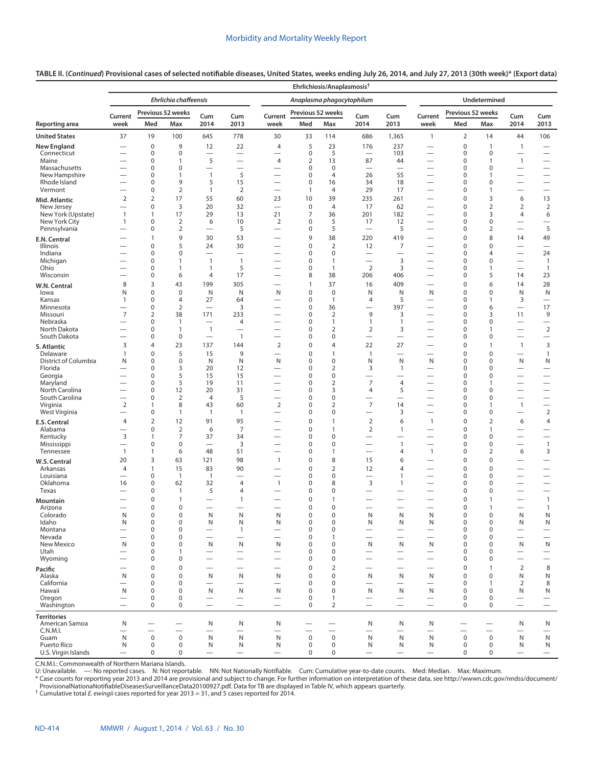**TABLE II. (*Continued*) Provisional cases of selected notifiable diseases, United States, weeks ending July 26, 2014, and July 27, 2013 (30th week)* (Export data)**

| | Ehrlichiosis/Anaplasmosis† | | | | | | | | | | | | | | |
|---|---|---|---|---|---|---|---|---|---|---|---|---|---|---|---|
| | *Ehrlichia chaffeensis* | | | | | *Anaplasma phagocytophilum* | | | | | Undetermined | | | | |
| Reporting area | Current week | Previous 52 weeks Med | Previous 52 weeks Max | Cum 2014 | Cum 2013 | Current week | Previous 52 weeks Med | Previous 52 weeks Max | Cum 2014 | Cum 2013 | Current week | Previous 52 weeks Med | Previous 52 weeks Max | Cum 2014 | Cum 2013 |
| **United States** | 37 | 19 | 100 | 645 | 778 | 30 | 33 | 114 | 686 | 1,365 | 1 | 2 | 14 | 44 | 106 |
| **New England** | — | 0 | 9 | 12 | 22 | 4 | 5 | 23 | 176 | 237 | — | 0 | 1 | 1 | — |
| Connecticut | — | 0 | 0 | — | — | — | 0 | 5 | — | 103 | — | 0 | 0 | — | — |
| Maine | — | 0 | 1 | 5 | — | 4 | 2 | 13 | 87 | 44 | — | 0 | 1 | 1 | — |
| Massachusetts | — | 0 | 0 | — | — | — | 0 | 0 | — | — | — | 0 | 0 | — | — |
| New Hampshire | — | 0 | 1 | 1 | 5 | — | 0 | 4 | 26 | 55 | — | 0 | 1 | — | — |
| Rhode Island | — | 0 | 9 | 5 | 15 | — | 0 | 16 | 34 | 18 | — | 0 | 0 | — | — |
| Vermont | — | 0 | 2 | 1 | 2 | — | 1 | 4 | 29 | 17 | — | 0 | 1 | — | — |
| **Mid. Atlantic** | 2 | 2 | 17 | 55 | 60 | 23 | 10 | 39 | 235 | 261 | — | 0 | 3 | 6 | 13 |
| New Jersey | — | 0 | 3 | 20 | 32 | — | 0 | 4 | 17 | 62 | — | 0 | 2 | 2 | 2 |
| New York (Upstate) | 1 | 1 | 17 | 29 | 13 | 21 | 7 | 36 | 201 | 182 | — | 0 | 3 | 4 | 6 |
| New York City | 1 | 0 | 2 | 6 | 10 | 2 | 0 | 5 | 17 | 12 | — | 0 | 0 | — | — |
| Pennsylvania | — | 0 | 2 | — | 5 | — | 0 | 5 | — | 5 | — | 0 | 2 | — | 5 |
| **E.N. Central** | — | 1 | 9 | 30 | 53 | — | 9 | 38 | 220 | 419 | — | 0 | 8 | 14 | 49 |
| Illinois | — | 0 | 5 | 24 | 30 | — | 0 | 2 | 12 | 7 | — | 0 | 0 | — | — |
| Indiana | — | 0 | 0 | — | — | — | 0 | 0 | — | — | — | 0 | 4 | — | 24 |
| Michigan | — | 0 | 1 | 1 | 1 | — | 0 | 1 | — | 3 | — | 0 | 0 | — | 1 |
| Ohio | — | 0 | 1 | 1 | 5 | — | 0 | 1 | 2 | 3 | — | 0 | 1 | — | 1 |
| Wisconsin | — | 0 | 6 | 4 | 17 | — | 8 | 38 | 206 | 406 | — | 0 | 5 | 14 | 23 |
| **W.N. Central** | 8 | 3 | 43 | 199 | 305 | — | 1 | 37 | 16 | 409 | — | 0 | 6 | 14 | 28 |
| Iowa | N | 0 | 0 | N | N | N | 0 | 0 | N | N | N | 0 | 0 | N | N |
| Kansas | 1 | 0 | 4 | 27 | 64 | — | 0 | 1 | 4 | 5 | — | 0 | 1 | 3 | — |
| Minnesota | — | 0 | 2 | — | 3 | — | 0 | 36 | — | 397 | — | 0 | 6 | — | 17 |
| Missouri | 7 | 2 | 38 | 171 | 233 | — | 0 | 2 | 9 | 3 | — | 0 | 3 | 11 | 9 |
| Nebraska | — | 0 | 1 | — | 4 | — | 0 | 1 | 1 | 1 | — | 0 | 0 | — | — |
| North Dakota | — | 0 | 1 | 1 | — | — | 0 | 2 | 2 | 3 | — | 0 | 1 | — | 2 |
| South Dakota | — | 0 | 0 | — | 1 | — | 0 | 0 | — | — | — | 0 | 0 | — | — |
| **S. Atlantic** | 3 | 4 | 23 | 137 | 144 | 2 | 0 | 4 | 22 | 27 | — | 0 | 1 | 1 | 3 |
| Delaware | 1 | 0 | 5 | 15 | 9 | — | 0 | 1 | 1 | — | — | 0 | 0 | — | 1 |
| District of Columbia | N | 0 | 0 | N | N | N | 0 | 0 | N | N | N | 0 | 0 | N | N |
| Florida | — | 0 | 3 | 20 | 12 | — | 0 | 2 | 3 | 1 | — | 0 | 0 | — | — |
| Georgia | — | 0 | 5 | 15 | 15 | — | 0 | 0 | — | — | — | 0 | 0 | — | — |
| Maryland | — | 0 | 5 | 19 | 11 | — | 0 | 2 | 7 | 4 | — | 0 | 1 | — | — |
| North Carolina | — | 0 | 12 | 20 | 31 | — | 0 | 3 | 4 | 5 | — | 0 | 0 | — | — |
| South Carolina | — | 0 | 2 | 4 | 5 | — | 0 | 0 | — | — | — | 0 | 0 | — | — |
| Virginia | 2 | 1 | 8 | 43 | 60 | 2 | 0 | 2 | 7 | 14 | — | 0 | 1 | 1 | — |
| West Virginia | — | 0 | 1 | 1 | 1 | — | 0 | 0 | — | 3 | — | 0 | 0 | — | 2 |
| **E.S. Central** | 4 | 2 | 12 | 91 | 95 | — | 0 | 1 | 2 | 6 | 1 | 0 | 2 | 6 | 4 |
| Alabama | — | 0 | 2 | 6 | 7 | — | 0 | 1 | 2 | 1 | — | 0 | 1 | — | — |
| Kentucky | 3 | 1 | 7 | 37 | 34 | — | 0 | 0 | — | — | — | 0 | 0 | — | — |
| Mississippi | — | 0 | 0 | — | 3 | — | 0 | 0 | — | 1 | — | 0 | 0 | — | 1 |
| Tennessee | 1 | 1 | 6 | 48 | 51 | — | 0 | 1 | — | 4 | 1 | 0 | 2 | 6 | 3 |
| **W.S. Central** | 20 | 3 | 63 | 121 | 98 | 1 | 0 | 8 | 15 | 6 | — | 0 | 0 | — | — |
| Arkansas | 4 | 1 | 15 | 83 | 90 | — | 0 | 2 | 12 | 4 | — | 0 | 0 | — | — |
| Louisiana | — | 0 | 1 | 1 | — | — | 0 | 0 | — | 1 | — | 0 | 0 | — | — |
| Oklahoma | 16 | 0 | 62 | 32 | 4 | 1 | 0 | 8 | 3 | 1 | — | 0 | 0 | — | — |
| Texas | — | 0 | 1 | 5 | 4 | — | 0 | 0 | — | — | — | 0 | 0 | — | — |
| **Mountain** | — | 0 | 1 | — | 1 | — | 0 | 1 | — | — | — | 0 | 1 | — | 1 |
| Arizona | — | 0 | 0 | — | — | — | 0 | 0 | — | — | — | 0 | 1 | — | 1 |
| Colorado | N | 0 | 0 | N | N | N | 0 | 0 | N | N | N | 0 | 0 | N | N |
| Idaho | N | 0 | 0 | N | N | N | 0 | 0 | N | N | N | 0 | 0 | N | N |
| Montana | — | 0 | 0 | — | 1 | — | 0 | 0 | — | — | — | 0 | 0 | — | — |
| Nevada | — | 0 | 0 | — | — | — | 0 | 1 | — | — | — | 0 | 0 | — | — |
| New Mexico | N | 0 | 0 | N | N | N | 0 | 0 | N | N | N | 0 | 0 | N | N |
| Utah | — | 0 | 1 | — | — | — | 0 | 0 | — | — | — | 0 | 0 | — | — |
| Wyoming | — | 0 | 0 | — | — | — | 0 | 0 | — | — | — | 0 | 0 | — | — |
| **Pacific** | — | 0 | 0 | — | — | — | 0 | 2 | — | — | — | 0 | 1 | 2 | 8 |
| Alaska | N | 0 | 0 | N | N | N | 0 | 0 | N | N | N | 0 | 0 | N | N |
| California | — | 0 | 0 | — | — | — | 0 | 0 | — | — | — | 0 | 1 | 2 | 8 |
| Hawaii | N | 0 | 0 | N | N | N | 0 | 0 | N | N | N | 0 | 0 | N | N |
| Oregon | — | 0 | 0 | — | — | — | 0 | 1 | — | — | — | 0 | 0 | — | — |
| Washington | — | 0 | 0 | — | — | — | 0 | 2 | — | — | — | 0 | 0 | — | — |
| **Territories** | | | | | | | | | | | | | | | |
| American Samoa | N | — | — | N | N | N | — | — | N | N | N | — | — | N | N |
| C.N.M.I. | — | — | — | — | — | — | — | — | — | — | — | — | — | — | — |
| Guam | N | 0 | 0 | N | N | N | 0 | 0 | N | N | N | 0 | 0 | N | N |
| Puerto Rico | N | 0 | 0 | N | N | N | 0 | 0 | N | N | N | 0 | 0 | N | N |
| U.S. Virgin Islands | — | 0 | 0 | — | — | — | 0 | 0 | — | — | — | 0 | 0 | — | — |

C.N.M.I.: Commonwealth of Northern Mariana Islands.
U: Unavailable. —: No reported cases. N: Not reportable. NN: Not Nationally Notifiable. Cum: Cumulative year-to-date counts. Med: Median. Max: Maximum.
\* Case counts for reporting year 2013 and 2014 are provisional and subject to change. For further information on interpretation of these data, see http://wwwn.cdc.gov/nndss/document/ProvisionalNationaNotifiableDiseasesSurveillanceData20100927.pdf. Data for TB are displayed in Table IV, which appears quarterly.
† Cumulative total *E. ewingii* cases reported for year 2013 = 31, and 5 cases reported for 2014.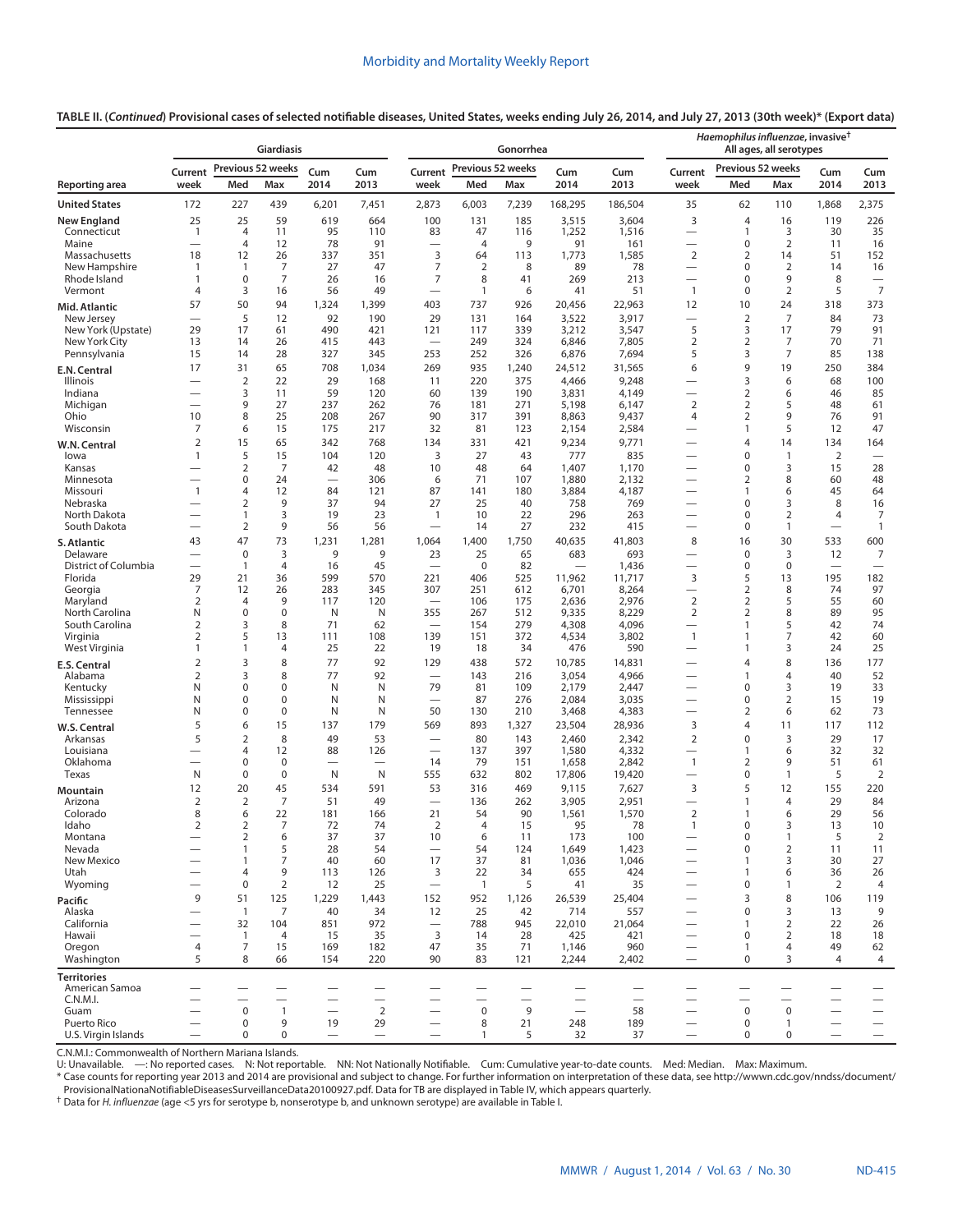**TABLE II. (*Continued*) Provisional cases of selected notifiable diseases, United States, weeks ending July 26, 2014, and July 27, 2013 (30th week)* (Export data)**

| Reporting area | Giardiasis | | | | | Gonorrhea | | | | | *Haemophilus influenzae*, invasive† All ages, all serotypes | | | | |
|---|---|---|---|---|---|---|---|---|---|---|---|---|---|---|---|
| | Current week | Previous 52 weeks Med | Previous 52 weeks Max | Cum 2014 | Cum 2013 | Current week | Previous 52 weeks Med | Previous 52 weeks Max | Cum 2014 | Cum 2013 | Current week | Previous 52 weeks Med | Previous 52 weeks Max | Cum 2014 | Cum 2013 |
| **United States** | 172 | 227 | 439 | 6,201 | 7,451 | 2,873 | 6,003 | 7,239 | 168,295 | 186,504 | 35 | 62 | 110 | 1,868 | 2,375 |
| **New England** | 25 | 25 | 59 | 619 | 664 | 100 | 131 | 185 | 3,515 | 3,604 | 3 | 4 | 16 | 119 | 226 |
| Connecticut | 1 | 4 | 11 | 95 | 110 | 83 | 47 | 116 | 1,252 | 1,516 | — | 1 | 3 | 30 | 35 |
| Maine | — | 4 | 12 | 78 | 91 | — | 4 | 9 | 91 | 161 | — | 0 | 2 | 11 | 16 |
| Massachusetts | 18 | 12 | 26 | 337 | 351 | 3 | 64 | 113 | 1,773 | 1,585 | 2 | 2 | 14 | 51 | 152 |
| New Hampshire | 1 | 1 | 7 | 27 | 47 | 7 | 2 | 8 | 89 | 78 | — | 0 | 2 | 14 | 16 |
| Rhode Island | 1 | 0 | 7 | 26 | 16 | 7 | 8 | 41 | 269 | 213 | — | 0 | 9 | 8 | — |
| Vermont | 4 | 3 | 16 | 56 | 49 | — | 1 | 6 | 41 | 51 | 1 | 0 | 2 | 5 | 7 |
| **Mid. Atlantic** | 57 | 50 | 94 | 1,324 | 1,399 | 403 | 737 | 926 | 20,456 | 22,963 | 12 | 10 | 24 | 318 | 373 |
| New Jersey | — | 5 | 12 | 92 | 190 | 29 | 131 | 164 | 3,522 | 3,917 | — | 2 | 7 | 84 | 73 |
| New York (Upstate) | 29 | 17 | 61 | 490 | 421 | 121 | 117 | 339 | 3,212 | 3,547 | 5 | 3 | 17 | 79 | 91 |
| New York City | 13 | 14 | 26 | 415 | 443 | — | 249 | 324 | 6,846 | 7,805 | 2 | 2 | 7 | 70 | 71 |
| Pennsylvania | 15 | 14 | 28 | 327 | 345 | 253 | 252 | 326 | 6,876 | 7,694 | 5 | 3 | 7 | 85 | 138 |
| **E.N. Central** | 17 | 31 | 65 | 708 | 1,034 | 269 | 935 | 1,240 | 24,512 | 31,565 | 6 | 9 | 19 | 250 | 384 |
| Illinois | — | 2 | 22 | 29 | 168 | 11 | 220 | 375 | 4,466 | 9,248 | — | 3 | 6 | 68 | 100 |
| Indiana | — | 3 | 11 | 59 | 120 | 60 | 139 | 190 | 3,831 | 4,149 | — | 2 | 6 | 46 | 85 |
| Michigan | — | 9 | 27 | 237 | 262 | 76 | 181 | 271 | 5,198 | 6,147 | 2 | 2 | 5 | 48 | 61 |
| Ohio | 10 | 8 | 25 | 208 | 267 | 90 | 317 | 391 | 8,863 | 9,437 | 4 | 2 | 9 | 76 | 91 |
| Wisconsin | 7 | 6 | 15 | 175 | 217 | 32 | 81 | 123 | 2,154 | 2,584 | — | 1 | 5 | 12 | 47 |
| **W.N. Central** | 2 | 15 | 65 | 342 | 768 | 134 | 331 | 421 | 9,234 | 9,771 | — | 4 | 14 | 134 | 164 |
| Iowa | 1 | 5 | 15 | 104 | 120 | 3 | 27 | 43 | 777 | 835 | — | 0 | 1 | 2 | — |
| Kansas | — | 2 | 7 | 42 | 48 | 10 | 48 | 64 | 1,407 | 1,170 | — | 0 | 3 | 15 | 28 |
| Minnesota | — | 0 | 24 | — | 306 | 6 | 71 | 107 | 1,880 | 2,132 | — | 2 | 8 | 60 | 48 |
| Missouri | 1 | 4 | 12 | 84 | 121 | 87 | 141 | 180 | 3,884 | 4,187 | — | 1 | 6 | 45 | 64 |
| Nebraska | — | 2 | 9 | 37 | 94 | 27 | 25 | 40 | 758 | 769 | — | 0 | 3 | 8 | 16 |
| North Dakota | — | 1 | 3 | 19 | 23 | 1 | 10 | 22 | 296 | 263 | — | 0 | 2 | 4 | 7 |
| South Dakota | — | 2 | 9 | 56 | 56 | — | 14 | 27 | 232 | 415 | — | 0 | 1 | — | 1 |
| **S. Atlantic** | 43 | 47 | 73 | 1,231 | 1,281 | 1,064 | 1,400 | 1,750 | 40,635 | 41,803 | 8 | 16 | 30 | 533 | 600 |
| Delaware | — | 0 | 3 | 9 | 9 | 23 | 25 | 65 | 683 | 693 | — | 0 | 3 | 12 | 7 |
| District of Columbia | — | 1 | 4 | 16 | 45 | — | 0 | 82 | — | 1,436 | — | 0 | 0 | — | — |
| Florida | 29 | 21 | 36 | 599 | 570 | 221 | 406 | 525 | 11,962 | 11,717 | 3 | 5 | 13 | 195 | 182 |
| Georgia | 7 | 12 | 26 | 283 | 345 | 307 | 251 | 612 | 6,701 | 8,264 | — | 2 | 8 | 74 | 97 |
| Maryland | 2 | 4 | 9 | 117 | 120 | — | 106 | 175 | 2,636 | 2,976 | 2 | 2 | 5 | 55 | 60 |
| North Carolina | N | 0 | 0 | N | N | 355 | 267 | 512 | 9,335 | 8,229 | 2 | 2 | 8 | 89 | 95 |
| South Carolina | 2 | 3 | 8 | 71 | 62 | — | 154 | 279 | 4,308 | 4,096 | — | 1 | 5 | 42 | 74 |
| Virginia | 2 | 5 | 13 | 111 | 108 | 139 | 151 | 372 | 4,534 | 3,802 | 1 | 1 | 7 | 42 | 60 |
| West Virginia | 1 | 1 | 4 | 25 | 22 | 19 | 18 | 34 | 476 | 590 | — | 1 | 3 | 24 | 25 |
| **E.S. Central** | 2 | 3 | 8 | 77 | 92 | 129 | 438 | 572 | 10,785 | 14,831 | — | 4 | 8 | 136 | 177 |
| Alabama | 2 | 3 | 8 | 77 | 92 | — | 143 | 216 | 3,054 | 4,966 | — | 1 | 4 | 40 | 52 |
| Kentucky | N | 0 | 0 | N | N | 79 | 81 | 109 | 2,179 | 2,447 | — | 0 | 3 | 19 | 33 |
| Mississippi | N | 0 | 0 | N | N | — | 87 | 276 | 2,084 | 3,035 | — | 0 | 2 | 15 | 19 |
| Tennessee | N | 0 | 0 | N | N | 50 | 130 | 210 | 3,468 | 4,383 | — | 2 | 6 | 62 | 73 |
| **W.S. Central** | 5 | 6 | 15 | 137 | 179 | 569 | 893 | 1,327 | 23,504 | 28,936 | 3 | 4 | 11 | 117 | 112 |
| Arkansas | 5 | 2 | 8 | 49 | 53 | — | 80 | 143 | 2,460 | 2,342 | 2 | 0 | 3 | 29 | 17 |
| Louisiana | — | 4 | 12 | 88 | 126 | — | 137 | 397 | 1,580 | 4,332 | — | 1 | 6 | 32 | 32 |
| Oklahoma | — | 0 | 0 | — | — | 14 | 79 | 151 | 1,658 | 2,842 | 1 | 2 | 9 | 51 | 61 |
| Texas | N | 0 | 0 | N | N | 555 | 632 | 802 | 17,806 | 19,420 | — | 0 | 1 | 5 | 2 |
| **Mountain** | 12 | 20 | 45 | 534 | 591 | 53 | 316 | 469 | 9,115 | 7,627 | 3 | 5 | 12 | 155 | 220 |
| Arizona | 2 | 2 | 7 | 51 | 49 | — | 136 | 262 | 3,905 | 2,951 | — | 1 | 4 | 29 | 84 |
| Colorado | 8 | 6 | 22 | 181 | 166 | 21 | 54 | 90 | 1,561 | 1,570 | 2 | 1 | 6 | 29 | 56 |
| Idaho | 2 | 2 | 7 | 72 | 74 | 2 | 4 | 15 | 95 | 78 | 1 | 0 | 3 | 13 | 10 |
| Montana | — | 2 | 6 | 37 | 37 | 10 | 6 | 11 | 173 | 100 | — | 0 | 1 | 5 | 2 |
| Nevada | — | 1 | 5 | 28 | 54 | — | 54 | 124 | 1,649 | 1,423 | — | 0 | 2 | 11 | 11 |
| New Mexico | — | 1 | 7 | 40 | 60 | 17 | 37 | 81 | 1,036 | 1,046 | — | 1 | 3 | 30 | 27 |
| Utah | — | 4 | 9 | 113 | 126 | 3 | 22 | 34 | 655 | 424 | — | 1 | 6 | 36 | 26 |
| Wyoming | — | 0 | 2 | 12 | 25 | — | 1 | 5 | 41 | 35 | — | 0 | 1 | 2 | 4 |
| **Pacific** | 9 | 51 | 125 | 1,229 | 1,443 | 152 | 952 | 1,126 | 26,539 | 25,404 | — | 3 | 8 | 106 | 119 |
| Alaska | — | 1 | 7 | 40 | 34 | 12 | 25 | 42 | 714 | 557 | — | 0 | 3 | 13 | 9 |
| California | — | 32 | 104 | 851 | 972 | — | 788 | 945 | 22,010 | 21,064 | — | 1 | 2 | 22 | 26 |
| Hawaii | — | 1 | 4 | 15 | 35 | 3 | 14 | 28 | 425 | 421 | — | 0 | 2 | 18 | 18 |
| Oregon | 4 | 7 | 15 | 169 | 182 | 47 | 35 | 71 | 1,146 | 960 | — | 1 | 4 | 49 | 62 |
| Washington | 5 | 8 | 66 | 154 | 220 | 90 | 83 | 121 | 2,244 | 2,402 | — | 0 | 3 | 4 | 4 |
| **Territories** | | | | | | | | | | | | | | | |
| American Samoa | — | — | — | — | — | — | — | — | — | — | — | — | — | — | — |
| C.N.M.I. | — | — | — | — | — | — | — | — | — | — | — | — | — | — | — |
| Guam | — | 0 | 1 | — | 2 | — | 0 | 9 | — | 58 | — | 0 | 0 | — | — |
| Puerto Rico | — | 0 | 9 | 19 | 29 | — | 8 | 21 | 248 | 189 | — | 0 | 1 | — | — |
| U.S. Virgin Islands | — | 0 | 0 | — | — | — | 1 | 5 | 32 | 37 | — | 0 | 0 | — | — |

C.N.M.I.: Commonwealth of Northern Mariana Islands.
U: Unavailable. —: No reported cases. N: Not reportable. NN: Not Nationally Notifiable. Cum: Cumulative year-to-date counts. Med: Median. Max: Maximum.
* Case counts for reporting year 2013 and 2014 are provisional and subject to change. For further information on interpretation of these data, see http://wwwn.cdc.gov/nndss/document/ProvisionalNationaNotifiableDiseasesSurveillanceData20100927.pdf. Data for TB are displayed in Table IV, which appears quarterly.
† Data for *H. influenzae* (age <5 yrs for serotype b, nonserotype b, and unknown serotype) are available in Table I.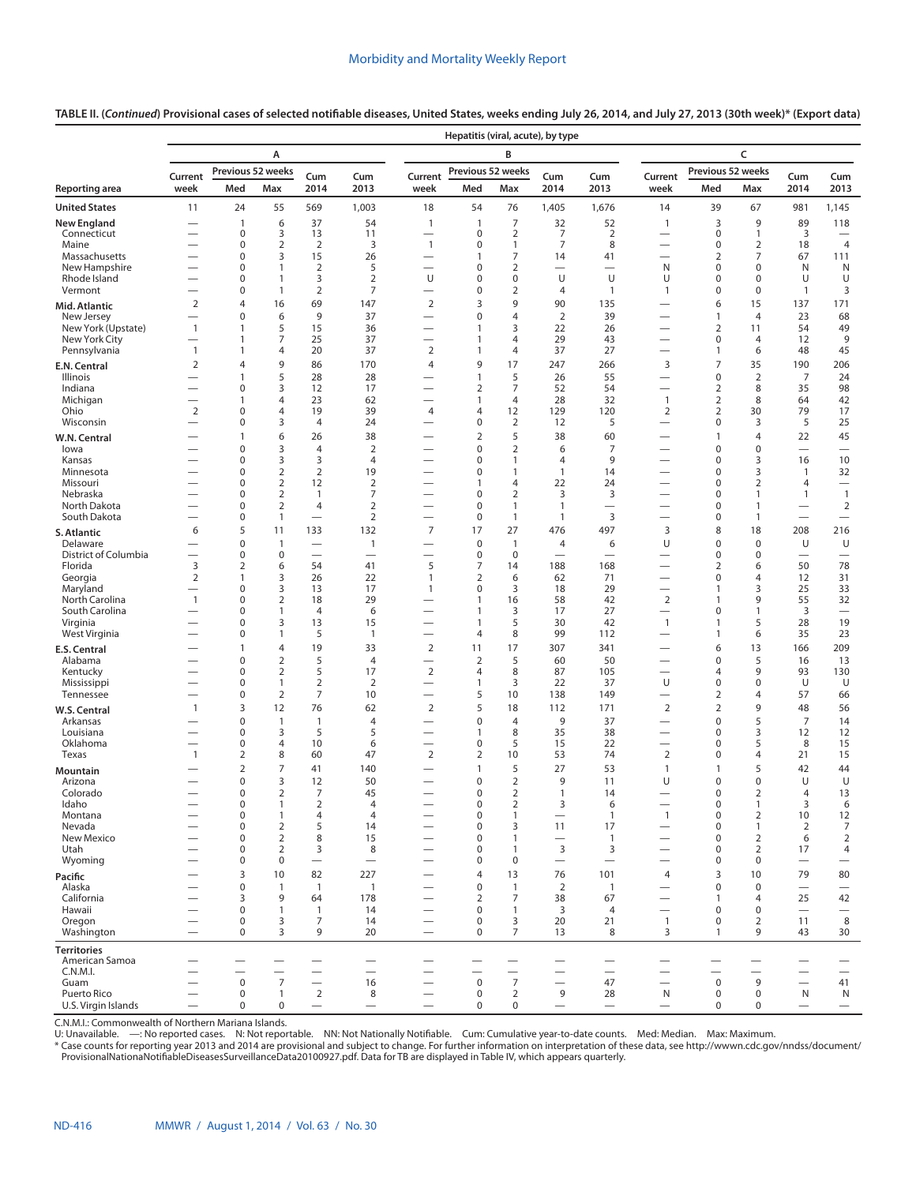**TABLE II. (*Continued*) Provisional cases of selected notifiable diseases, United States, weeks ending July 26, 2014, and July 27, 2013 (30th week)* (Export data)**

| | Hepatitis (viral, acute), by type | | | | | | | | | | | | | | |
|---|---|---|---|---|---|---|---|---|---|---|---|---|---|---|---|
| | A | | | | | B | | | | | C | | | | |
| Reporting area | Current week | Previous 52 weeks Med | Previous 52 weeks Max | Cum 2014 | Cum 2013 | Current week | Previous 52 weeks Med | Previous 52 weeks Max | Cum 2014 | Cum 2013 | Current week | Previous 52 weeks Med | Previous 52 weeks Max | Cum 2014 | Cum 2013 |
| United States | 11 | 24 | 55 | 569 | 1,003 | 18 | 54 | 76 | 1,405 | 1,676 | 14 | 39 | 67 | 981 | 1,145 |
| New England | — | 1 | 6 | 37 | 54 | 1 | 1 | 7 | 32 | 52 | 1 | 3 | 9 | 89 | 118 |
| Connecticut | — | 0 | 3 | 13 | 11 | — | 0 | 2 | 7 | 2 | — | 0 | 1 | 3 | — |
| Maine | — | 0 | 2 | 2 | 3 | 1 | 0 | 1 | 7 | 8 | — | 0 | 2 | 18 | 4 |
| Massachusetts | — | 0 | 3 | 15 | 26 | — | 1 | 7 | 14 | 41 | — | 2 | 7 | 67 | 111 |
| New Hampshire | — | 0 | 1 | 2 | 5 | — | 0 | 2 | — | — | N | 0 | 0 | N | N |
| Rhode Island | — | 0 | 1 | 3 | 2 | U | 0 | 0 | U | U | U | 0 | 0 | U | U |
| Vermont | — | 0 | 1 | 2 | 7 | — | 0 | 2 | 4 | 1 | 1 | 0 | 0 | 1 | 3 |
| Mid. Atlantic | 2 | 4 | 16 | 69 | 147 | 2 | 3 | 9 | 90 | 135 | — | 6 | 15 | 137 | 171 |
| New Jersey | — | 0 | 6 | 9 | 37 | — | 0 | 4 | 2 | 39 | — | 1 | 4 | 23 | 68 |
| New York (Upstate) | 1 | 1 | 5 | 15 | 36 | — | 1 | 3 | 22 | 26 | — | 2 | 11 | 54 | 49 |
| New York City | — | 1 | 7 | 25 | 37 | — | 1 | 4 | 29 | 43 | — | 0 | 4 | 12 | 9 |
| Pennsylvania | 1 | 1 | 4 | 20 | 37 | 2 | 1 | 4 | 37 | 27 | — | 1 | 6 | 48 | 45 |
| E.N. Central | 2 | 4 | 9 | 86 | 170 | 4 | 9 | 17 | 247 | 266 | 3 | 7 | 35 | 190 | 206 |
| Illinois | — | 1 | 5 | 28 | 28 | — | 1 | 5 | 26 | 55 | — | 0 | 2 | 7 | 24 |
| Indiana | — | 0 | 3 | 12 | 17 | — | 2 | 7 | 52 | 54 | — | 2 | 8 | 35 | 98 |
| Michigan | — | 1 | 4 | 23 | 62 | — | 1 | 4 | 28 | 32 | 1 | 2 | 8 | 64 | 42 |
| Ohio | 2 | 0 | 4 | 19 | 39 | 4 | 4 | 12 | 129 | 120 | 2 | 2 | 30 | 79 | 17 |
| Wisconsin | — | 0 | 3 | 4 | 24 | — | 0 | 2 | 12 | 5 | — | 0 | 3 | 5 | 25 |
| W.N. Central | — | 1 | 6 | 26 | 38 | — | 2 | 5 | 38 | 60 | — | 1 | 4 | 22 | 45 |
| Iowa | — | 0 | 3 | 4 | 2 | — | 0 | 2 | 6 | 7 | — | 0 | 0 | — | — |
| Kansas | — | 0 | 3 | 3 | 4 | — | 0 | 1 | 4 | 9 | — | 0 | 3 | 16 | 10 |
| Minnesota | — | 0 | 2 | 2 | 19 | — | 0 | 1 | 1 | 14 | — | 0 | 3 | 1 | 32 |
| Missouri | — | 0 | 2 | 12 | 2 | — | 1 | 4 | 22 | 24 | — | 0 | 2 | 4 | — |
| Nebraska | — | 0 | 2 | 1 | 7 | — | 0 | 2 | 3 | 3 | — | 0 | 1 | 1 | 1 |
| North Dakota | — | 0 | 2 | 4 | 2 | — | 0 | 1 | 1 | — | — | 0 | 1 | — | 2 |
| South Dakota | — | 0 | 1 | — | 2 | — | 0 | 1 | 1 | 3 | — | 0 | 1 | — | — |
| S. Atlantic | 6 | 5 | 11 | 133 | 132 | 7 | 17 | 27 | 476 | 497 | 3 | 8 | 18 | 208 | 216 |
| Delaware | — | 0 | 1 | — | 1 | — | 0 | 1 | 4 | 6 | U | 0 | 0 | U | U |
| District of Columbia | — | 0 | 0 | — | — | — | 0 | 0 | — | — | — | 0 | 0 | — | — |
| Florida | 3 | 2 | 6 | 54 | 41 | 5 | 7 | 14 | 188 | 168 | — | 2 | 6 | 50 | 78 |
| Georgia | 2 | 1 | 3 | 26 | 22 | 1 | 2 | 6 | 62 | 71 | — | 0 | 4 | 12 | 31 |
| Maryland | — | 0 | 3 | 13 | 17 | 1 | 0 | 3 | 18 | 29 | — | 1 | 3 | 25 | 33 |
| North Carolina | 1 | 0 | 2 | 18 | 29 | — | 1 | 16 | 58 | 42 | 2 | 1 | 9 | 55 | 32 |
| South Carolina | — | 0 | 1 | 4 | 6 | — | 1 | 3 | 17 | 27 | — | 0 | 1 | 3 | — |
| Virginia | — | 0 | 3 | 13 | 15 | — | 1 | 5 | 30 | 42 | 1 | 1 | 5 | 28 | 19 |
| West Virginia | — | 0 | 1 | 5 | 1 | — | 4 | 8 | 99 | 112 | — | 1 | 6 | 35 | 23 |
| E.S. Central | — | 1 | 4 | 19 | 33 | 2 | 11 | 17 | 307 | 341 | — | 6 | 13 | 166 | 209 |
| Alabama | — | 0 | 2 | 5 | 4 | — | 2 | 5 | 60 | 50 | — | 0 | 5 | 16 | 13 |
| Kentucky | — | 0 | 2 | 5 | 17 | 2 | 4 | 8 | 87 | 105 | — | 4 | 9 | 93 | 130 |
| Mississippi | — | 0 | 1 | 2 | 2 | — | 1 | 3 | 22 | 37 | U | 0 | 0 | U | U |
| Tennessee | — | 0 | 2 | 7 | 10 | — | 5 | 10 | 138 | 149 | — | 2 | 4 | 57 | 66 |
| W.S. Central | 1 | 3 | 12 | 76 | 62 | 2 | 5 | 18 | 112 | 171 | 2 | 2 | 9 | 48 | 56 |
| Arkansas | — | 0 | 1 | 1 | 4 | — | 0 | 4 | 9 | 37 | — | 0 | 5 | 7 | 14 |
| Louisiana | — | 0 | 3 | 5 | 5 | — | 1 | 8 | 35 | 38 | — | 0 | 3 | 12 | 12 |
| Oklahoma | — | 0 | 4 | 10 | 6 | — | 0 | 5 | 15 | 22 | — | 0 | 5 | 8 | 15 |
| Texas | 1 | 2 | 8 | 60 | 47 | 2 | 2 | 10 | 53 | 74 | 2 | 0 | 4 | 21 | 15 |
| Mountain | — | 2 | 7 | 41 | 140 | — | 1 | 5 | 27 | 53 | 1 | 1 | 5 | 42 | 44 |
| Arizona | — | 0 | 3 | 12 | 50 | — | 0 | 2 | 9 | 11 | U | 0 | 0 | U | U |
| Colorado | — | 0 | 2 | 7 | 45 | — | 0 | 2 | 1 | 14 | — | 0 | 2 | 4 | 13 |
| Idaho | — | 0 | 1 | 2 | 4 | — | 0 | 2 | 3 | 6 | — | 0 | 1 | 3 | 6 |
| Montana | — | 0 | 1 | 4 | 4 | — | 0 | 1 | — | 1 | 1 | 0 | 2 | 10 | 12 |
| Nevada | — | 0 | 2 | 5 | 14 | — | 0 | 3 | 11 | 17 | — | 0 | 1 | 2 | 7 |
| New Mexico | — | 0 | 2 | 8 | 15 | — | 0 | 1 | — | 1 | — | 0 | 2 | 6 | 2 |
| Utah | — | 0 | 2 | 3 | 8 | — | 0 | 1 | 3 | 3 | — | 0 | 2 | 17 | 4 |
| Wyoming | — | 0 | 0 | — | — | — | 0 | 0 | — | — | — | 0 | 0 | — | — |
| Pacific | — | 3 | 10 | 82 | 227 | — | 4 | 13 | 76 | 101 | 4 | 3 | 10 | 79 | 80 |
| Alaska | — | 0 | 1 | 1 | 1 | — | 0 | 1 | 2 | 1 | — | 0 | 0 | — | — |
| California | — | 3 | 9 | 64 | 178 | — | 2 | 7 | 38 | 67 | — | 1 | 4 | 25 | 42 |
| Hawaii | — | 0 | 1 | 1 | 14 | — | 0 | 1 | 3 | 4 | — | 0 | 0 | — | — |
| Oregon | — | 0 | 3 | 7 | 14 | — | 0 | 3 | 20 | 21 | 1 | 0 | 2 | 11 | 8 |
| Washington | — | 0 | 3 | 9 | 20 | — | 0 | 7 | 13 | 8 | 3 | 1 | 9 | 43 | 30 |
| Territories | | | | | | | | | | | | | | | |
| American Samoa | — | — | — | — | — | — | — | — | — | — | — | — | — | — | — |
| C.N.M.I. | — | — | — | — | — | — | — | — | — | — | — | — | — | — | — |
| Guam | — | 0 | 7 | — | 16 | — | 0 | 7 | — | 47 | — | 0 | 9 | — | 41 |
| Puerto Rico | — | 0 | 1 | 2 | 8 | — | 0 | 2 | 9 | 28 | N | 0 | 0 | N | N |
| U.S. Virgin Islands | — | 0 | 0 | — | — | — | 0 | 0 | — | — | — | 0 | 0 | — | — |

C.N.M.I.: Commonwealth of Northern Mariana Islands.
U: Unavailable. —: No reported cases. N: Not reportable. NN: Not Nationally Notifiable. Cum: Cumulative year-to-date counts. Med: Median. Max: Maximum.
* Case counts for reporting year 2013 and 2014 are provisional and subject to change. For further information on interpretation of these data, see http://wwwn.cdc.gov/nndss/document/ProvisionalNationaNotifiableDiseasesSurveillanceData20100927.pdf. Data for TB are displayed in Table IV, which appears quarterly.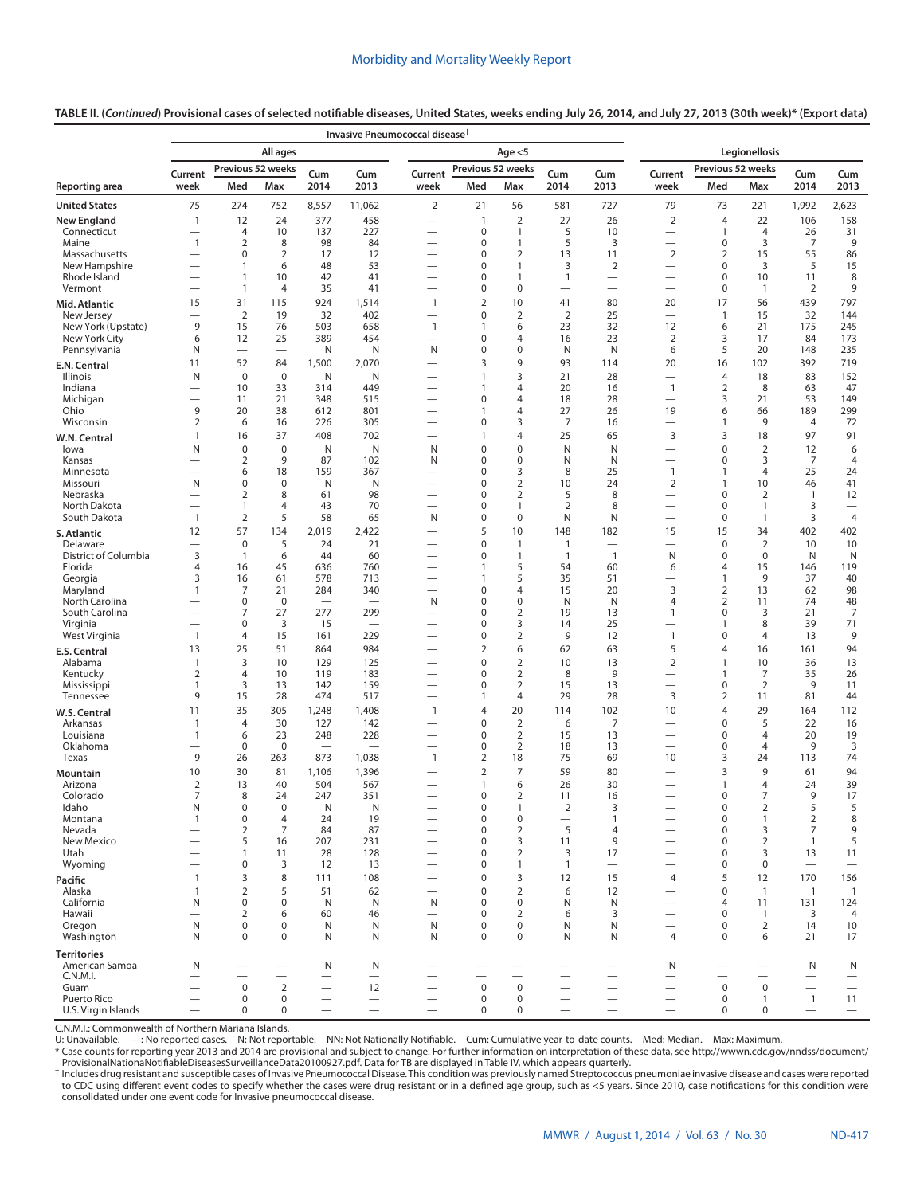**TABLE II. (*Continued*) Provisional cases of selected notifiable diseases, United States, weeks ending July 26, 2014, and July 27, 2013 (30th week)* (Export data)**

| | Invasive Pneumococcal disease† | | | | | | | | | | | | | | |
|---|---|---|---|---|---|---|---|---|---|---|---|---|---|---|---|
| | All ages | | | | | Age <5 | | | | | Legionellosis | | | | |
| | Current week | Previous 52 weeks | | Cum 2014 | Cum 2013 | Current week | Previous 52 weeks | | Cum 2014 | Cum 2013 | Current week | Previous 52 weeks | | Cum 2014 | Cum 2013 |
| Reporting area | | Med | Max | | | | Med | Max | | | | Med | Max | | |
| **United States** | 75 | 274 | 752 | 8,557 | 11,062 | 2 | 21 | 56 | 581 | 727 | 79 | 73 | 221 | 1,992 | 2,623 |
| **New England** | 1 | 12 | 24 | 377 | 458 | — | 1 | 2 | 27 | 26 | 2 | 4 | 22 | 106 | 158 |
| Connecticut | — | 4 | 10 | 137 | 227 | — | 0 | 1 | 5 | 10 | — | 1 | 4 | 26 | 31 |
| Maine | 1 | 2 | 8 | 98 | 84 | — | 0 | 1 | 5 | 3 | — | 0 | 3 | 7 | 9 |
| Massachusetts | — | 0 | 2 | 17 | 12 | — | 0 | 2 | 13 | 11 | 2 | 2 | 15 | 55 | 86 |
| New Hampshire | — | 1 | 6 | 48 | 53 | — | 0 | 1 | 3 | 2 | — | 0 | 3 | 5 | 15 |
| Rhode Island | — | 1 | 10 | 42 | 41 | — | 0 | 1 | 1 | — | — | 0 | 10 | 11 | 8 |
| Vermont | — | 1 | 4 | 35 | 41 | — | 0 | 0 | — | — | — | 0 | 1 | 2 | 9 |
| **Mid. Atlantic** | 15 | 31 | 115 | 924 | 1,514 | 1 | 2 | 10 | 41 | 80 | 20 | 17 | 56 | 439 | 797 |
| New Jersey | — | 2 | 19 | 32 | 402 | — | 0 | 2 | 2 | 25 | — | 1 | 15 | 32 | 144 |
| New York (Upstate) | 9 | 15 | 76 | 503 | 658 | 1 | 1 | 6 | 23 | 32 | 12 | 6 | 21 | 175 | 245 |
| New York City | 6 | 12 | 25 | 389 | 454 | — | 0 | 4 | 16 | 23 | 2 | 3 | 17 | 84 | 173 |
| Pennsylvania | N | — | — | N | N | N | 0 | 0 | N | N | 6 | 5 | 20 | 148 | 235 |
| **E.N. Central** | 11 | 52 | 84 | 1,500 | 2,070 | — | 3 | 9 | 93 | 114 | 20 | 16 | 102 | 392 | 719 |
| Illinois | N | 0 | 0 | N | N | — | 1 | 3 | 21 | 28 | — | 4 | 18 | 83 | 152 |
| Indiana | — | 10 | 33 | 314 | 449 | — | 1 | 4 | 20 | 16 | 1 | 2 | 8 | 63 | 47 |
| Michigan | — | 11 | 21 | 348 | 515 | — | 0 | 4 | 18 | 28 | — | 3 | 21 | 53 | 149 |
| Ohio | 9 | 20 | 38 | 612 | 801 | — | 1 | 4 | 27 | 26 | 19 | 6 | 66 | 189 | 299 |
| Wisconsin | 2 | 6 | 16 | 226 | 305 | — | 0 | 3 | 7 | 16 | — | 1 | 9 | 4 | 72 |
| **W.N. Central** | 1 | 16 | 37 | 408 | 702 | — | 1 | 4 | 25 | 65 | 3 | 3 | 18 | 97 | 91 |
| Iowa | N | 0 | 0 | N | N | N | 0 | 0 | N | N | — | 0 | 2 | 12 | 6 |
| Kansas | — | 2 | 9 | 87 | 102 | N | 0 | 0 | N | N | — | 0 | 3 | 7 | 4 |
| Minnesota | — | 6 | 18 | 159 | 367 | — | 0 | 3 | 8 | 25 | 1 | 1 | 4 | 25 | 24 |
| Missouri | N | 0 | 0 | N | N | — | 0 | 2 | 10 | 24 | 2 | 1 | 10 | 46 | 41 |
| Nebraska | — | 2 | 8 | 61 | 98 | — | 0 | 2 | 5 | 8 | — | 0 | 2 | 1 | 12 |
| North Dakota | — | 1 | 4 | 43 | 70 | — | 0 | 1 | 2 | 8 | — | 0 | 1 | 3 | — |
| South Dakota | 1 | 2 | 5 | 58 | 65 | N | 0 | 0 | N | N | — | 0 | 1 | 3 | 4 |
| **S. Atlantic** | 12 | 57 | 134 | 2,019 | 2,422 | — | 5 | 10 | 148 | 182 | 15 | 15 | 34 | 402 | 402 |
| Delaware | — | 0 | 5 | 24 | 21 | — | 0 | 1 | 1 | — | — | 0 | 2 | 10 | 10 |
| District of Columbia | 3 | 1 | 6 | 44 | 60 | — | 0 | 1 | 1 | 1 | N | 0 | 0 | N | N |
| Florida | 4 | 16 | 45 | 636 | 760 | — | 1 | 5 | 54 | 60 | 6 | 4 | 15 | 146 | 119 |
| Georgia | 3 | 16 | 61 | 578 | 713 | — | 1 | 5 | 35 | 51 | — | 1 | 9 | 37 | 40 |
| Maryland | 1 | 7 | 21 | 284 | 340 | — | 0 | 4 | 15 | 20 | 3 | 2 | 13 | 62 | 98 |
| North Carolina | — | 0 | 0 | — | — | N | 0 | 0 | N | N | 4 | 2 | 11 | 74 | 48 |
| South Carolina | — | 7 | 27 | 277 | 299 | — | 0 | 2 | 19 | 13 | 1 | 0 | 3 | 21 | 7 |
| Virginia | — | 0 | 3 | 15 | — | — | 0 | 3 | 14 | 25 | — | 1 | 8 | 39 | 71 |
| West Virginia | 1 | 4 | 15 | 161 | 229 | — | 0 | 2 | 9 | 12 | 1 | 0 | 4 | 13 | 9 |
| **E.S. Central** | 13 | 25 | 51 | 864 | 984 | — | 2 | 6 | 62 | 63 | 5 | 4 | 16 | 161 | 94 |
| Alabama | 1 | 3 | 10 | 129 | 125 | — | 0 | 2 | 10 | 13 | 2 | 1 | 10 | 36 | 13 |
| Kentucky | 2 | 4 | 10 | 119 | 183 | — | 0 | 2 | 8 | 9 | — | 1 | 7 | 35 | 26 |
| Mississippi | 1 | 3 | 13 | 142 | 159 | — | 0 | 2 | 15 | 13 | — | 0 | 2 | 9 | 11 |
| Tennessee | 9 | 15 | 28 | 474 | 517 | — | 1 | 4 | 29 | 28 | 3 | 2 | 11 | 81 | 44 |
| **W.S. Central** | 11 | 35 | 305 | 1,248 | 1,408 | 1 | 4 | 20 | 114 | 102 | 10 | 4 | 29 | 164 | 112 |
| Arkansas | 1 | 4 | 30 | 127 | 142 | — | 0 | 2 | 6 | 7 | — | 0 | 5 | 22 | 16 |
| Louisiana | 1 | 6 | 23 | 248 | 228 | — | 0 | 2 | 15 | 13 | — | 0 | 4 | 20 | 19 |
| Oklahoma | — | 0 | 0 | — | — | — | 0 | 2 | 18 | 13 | — | 0 | 4 | 9 | 3 |
| Texas | 9 | 26 | 263 | 873 | 1,038 | 1 | 2 | 18 | 75 | 69 | 10 | 3 | 24 | 113 | 74 |
| **Mountain** | 10 | 30 | 81 | 1,106 | 1,396 | — | 2 | 7 | 59 | 80 | — | 3 | 9 | 61 | 94 |
| Arizona | 2 | 13 | 40 | 504 | 567 | — | 1 | 6 | 26 | 30 | — | 1 | 4 | 24 | 39 |
| Colorado | 7 | 8 | 24 | 247 | 351 | — | 0 | 2 | 11 | 16 | — | 0 | 7 | 9 | 17 |
| Idaho | N | 0 | 0 | N | N | — | 0 | 1 | 2 | 3 | — | 0 | 2 | 5 | 5 |
| Montana | 1 | 0 | 4 | 24 | 19 | — | 0 | 0 | — | 1 | — | 0 | 1 | 2 | 8 |
| Nevada | — | 2 | 7 | 84 | 87 | — | 0 | 2 | 5 | 4 | — | 0 | 3 | 7 | 9 |
| New Mexico | — | 5 | 16 | 207 | 231 | — | 0 | 3 | 11 | 9 | — | 0 | 2 | 1 | 5 |
| Utah | — | 1 | 11 | 28 | 128 | — | 0 | 2 | 3 | 17 | — | 0 | 3 | 13 | 11 |
| Wyoming | — | 0 | 3 | 12 | 13 | — | 0 | 1 | 1 | — | — | 0 | 0 | — | — |
| **Pacific** | 1 | 3 | 8 | 111 | 108 | — | 0 | 3 | 12 | 15 | 4 | 5 | 12 | 170 | 156 |
| Alaska | 1 | 2 | 5 | 51 | 62 | — | 0 | 2 | 6 | 12 | — | 0 | 1 | 1 | 1 |
| California | N | 0 | 0 | N | N | N | 0 | 0 | N | N | — | 4 | 11 | 131 | 124 |
| Hawaii | — | 2 | 6 | 60 | 46 | — | 0 | 2 | 6 | 3 | — | 0 | 1 | 3 | 4 |
| Oregon | N | 0 | 0 | N | N | N | 0 | 0 | N | N | — | 0 | 2 | 14 | 10 |
| Washington | N | 0 | 0 | N | N | N | 0 | 0 | N | N | 4 | 0 | 6 | 21 | 17 |
| **Territories** | | | | | | | | | | | | | | | |
| American Samoa | N | — | — | N | N | — | — | — | — | — | N | — | — | N | N |
| C.N.M.I. | — | — | — | — | — | — | — | — | — | — | — | — | — | — | — |
| Guam | — | 0 | 2 | — | 12 | — | 0 | 0 | — | — | — | 0 | 0 | — | — |
| Puerto Rico | — | 0 | 0 | — | — | — | 0 | 0 | — | — | — | 0 | 1 | 1 | 11 |
| U.S. Virgin Islands | — | 0 | 0 | — | — | — | 0 | 0 | — | — | — | 0 | 0 | — | — |

C.N.M.I.: Commonwealth of Northern Mariana Islands.
U: Unavailable. —: No reported cases. N: Not reportable. NN: Not Nationally Notifiable. Cum: Cumulative year-to-date counts. Med: Median. Max: Maximum.
\* Case counts for reporting year 2013 and 2014 are provisional and subject to change. For further information on interpretation of these data, see http://www.cdc.gov/nndss/document/ProvisionalNationaNotifiableDiseasesSurveillanceData20100927.pdf. Data for TB are displayed in Table IV, which appears quarterly.
† Includes drug resistant and susceptible cases of Invasive Pneumococcal Disease. This condition was previously named Streptococcus pneumoniae invasive disease and cases were reported to CDC using different event codes to specify whether the cases were drug resistant or in a defined age group, such as <5 years. Since 2010, case notifications for this condition were consolidated under one event code for Invasive pneumococcal disease.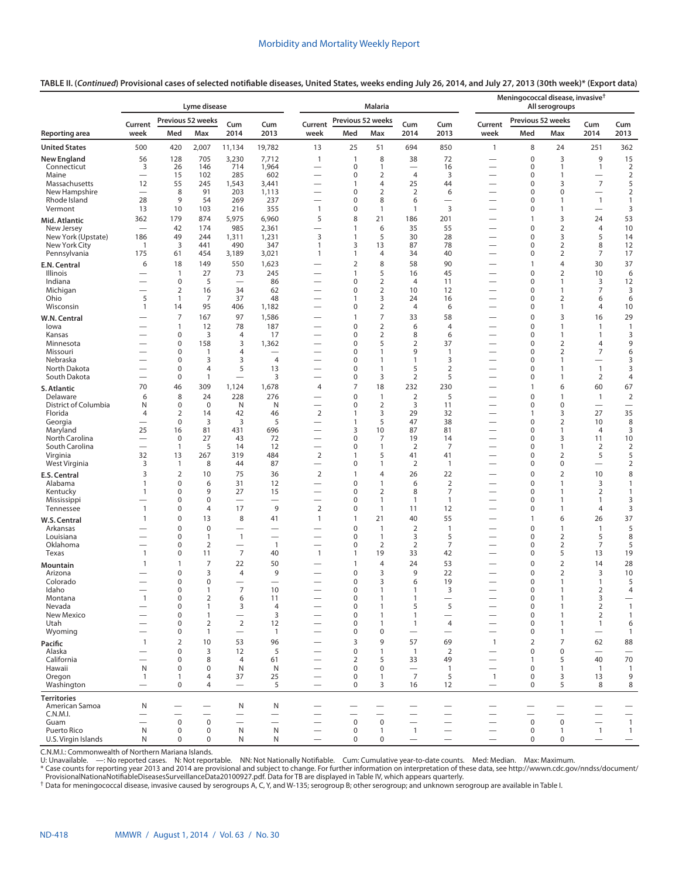**TABLE II. (*Continued*) Provisional cases of selected notifiable diseases, United States, weeks ending July 26, 2014, and July 27, 2013 (30th week)* (Export data)**

| Reporting area | Lyme disease | | | | | Malaria | | | | | Meningococcal disease, invasive† All serogroups | | | | |
|---|---|---|---|---|---|---|---|---|---|---|---|---|---|---|---|
| | Current week | Previous 52 weeks Med | Previous 52 weeks Max | Cum 2014 | Cum 2013 | Current week | Previous 52 weeks Med | Previous 52 weeks Max | Cum 2014 | Cum 2013 | Current week | Previous 52 weeks Med | Previous 52 weeks Max | Cum 2014 | Cum 2013 |
| **United States** | 500 | 420 | 2,007 | 11,134 | 19,782 | 13 | 25 | 51 | 694 | 850 | 1 | 8 | 24 | 251 | 362 |
| **New England** | 56 | 128 | 705 | 3,230 | 7,712 | 1 | 1 | 8 | 38 | 72 | — | 0 | 3 | 9 | 15 |
| Connecticut | 3 | 26 | 146 | 714 | 1,964 | — | 0 | 1 | — | 16 | — | 0 | 1 | 1 | 2 |
| Maine | — | 15 | 102 | 285 | 602 | — | 0 | 2 | 4 | 3 | — | 0 | 1 | — | 2 |
| Massachusetts | 12 | 55 | 245 | 1,543 | 3,441 | — | 1 | 4 | 25 | 44 | — | 0 | 3 | 7 | 5 |
| New Hampshire | — | 8 | 91 | 203 | 1,113 | — | 0 | 2 | 2 | 6 | — | 0 | 0 | — | 2 |
| Rhode Island | 28 | 9 | 54 | 269 | 237 | — | 0 | 8 | 6 | — | — | 0 | 1 | 1 | 1 |
| Vermont | 13 | 10 | 103 | 216 | 355 | 1 | 0 | 1 | 1 | 3 | — | 0 | 1 | — | 3 |
| **Mid. Atlantic** | 362 | 179 | 874 | 5,975 | 6,960 | 5 | 8 | 21 | 186 | 201 | — | 1 | 3 | 24 | 53 |
| New Jersey | — | 42 | 174 | 985 | 2,361 | — | 1 | 6 | 35 | 55 | — | 0 | 2 | 4 | 10 |
| New York (Upstate) | 186 | 49 | 244 | 1,311 | 1,231 | 3 | 1 | 5 | 30 | 28 | — | 0 | 3 | 5 | 14 |
| New York City | 1 | 3 | 441 | 490 | 347 | 1 | 3 | 13 | 87 | 78 | — | 0 | 2 | 8 | 12 |
| Pennsylvania | 175 | 61 | 454 | 3,189 | 3,021 | 1 | 1 | 4 | 34 | 40 | — | 0 | 2 | 7 | 17 |
| **E.N. Central** | 6 | 18 | 149 | 550 | 1,623 | — | 2 | 8 | 58 | 90 | — | 1 | 4 | 30 | 37 |
| Illinois | — | 1 | 27 | 73 | 245 | — | 1 | 5 | 16 | 45 | — | 0 | 2 | 10 | 6 |
| Indiana | — | 0 | 5 | — | 86 | — | 0 | 2 | 4 | 11 | — | 0 | 1 | 3 | 12 |
| Michigan | — | 2 | 16 | 34 | 62 | — | 0 | 2 | 10 | 12 | — | 0 | 1 | 7 | 3 |
| Ohio | 5 | 1 | 7 | 37 | 48 | — | 1 | 3 | 24 | 16 | — | 0 | 2 | 6 | 6 |
| Wisconsin | 1 | 14 | 95 | 406 | 1,182 | — | 0 | 2 | 4 | 6 | — | 0 | 1 | 4 | 10 |
| **W.N. Central** | — | 7 | 167 | 97 | 1,586 | — | 1 | 7 | 33 | 58 | — | 0 | 3 | 16 | 29 |
| Iowa | — | 1 | 12 | 78 | 187 | — | 0 | 2 | 6 | 4 | — | 0 | 1 | 1 | 1 |
| Kansas | — | 0 | 3 | 4 | 17 | — | 0 | 2 | 8 | 6 | — | 0 | 1 | 1 | 3 |
| Minnesota | — | 0 | 158 | 3 | 1,362 | — | 0 | 5 | 2 | 37 | — | 0 | 2 | 4 | 9 |
| Missouri | — | 0 | 1 | 4 | — | — | 0 | 1 | 9 | 1 | — | 0 | 2 | 7 | 6 |
| Nebraska | — | 0 | 3 | 3 | 4 | — | 0 | 1 | 1 | 3 | — | 0 | 1 | — | 3 |
| North Dakota | — | 0 | 4 | 5 | 13 | — | 0 | 1 | 5 | 2 | — | 0 | 1 | 1 | 3 |
| South Dakota | — | 0 | 1 | — | 3 | — | 0 | 3 | 2 | 5 | — | 0 | 1 | 2 | 4 |
| **S. Atlantic** | 70 | 46 | 309 | 1,124 | 1,678 | 4 | 7 | 18 | 232 | 230 | — | 1 | 6 | 60 | 67 |
| Delaware | 6 | 8 | 24 | 228 | 276 | — | 0 | 1 | 2 | 5 | — | 0 | 1 | 1 | 2 |
| District of Columbia | N | 0 | 0 | N | N | — | 0 | 2 | 3 | 11 | — | 0 | 0 | — | — |
| Florida | 4 | 2 | 14 | 42 | 46 | 2 | 1 | 3 | 29 | 32 | — | 1 | 3 | 27 | 35 |
| Georgia | — | 0 | 3 | 3 | 5 | — | 1 | 5 | 47 | 38 | — | 0 | 2 | 10 | 8 |
| Maryland | 25 | 16 | 81 | 431 | 696 | — | 3 | 10 | 87 | 81 | — | 0 | 1 | 4 | 3 |
| North Carolina | — | 0 | 27 | 43 | 72 | — | 0 | 7 | 19 | 14 | — | 0 | 3 | 11 | 10 |
| South Carolina | — | 1 | 5 | 14 | 12 | — | 0 | 1 | 2 | 7 | — | 0 | 1 | 2 | 2 |
| Virginia | 32 | 13 | 267 | 319 | 484 | 2 | 1 | 5 | 41 | 41 | — | 0 | 2 | 5 | 5 |
| West Virginia | 3 | 1 | 8 | 44 | 87 | — | 0 | 1 | 2 | 1 | — | 0 | 0 | — | 2 |
| **E.S. Central** | 3 | 2 | 10 | 75 | 36 | 2 | 1 | 4 | 26 | 22 | — | 0 | 2 | 10 | 8 |
| Alabama | 1 | 0 | 6 | 31 | 12 | — | 0 | 1 | 6 | 2 | — | 0 | 1 | 3 | 1 |
| Kentucky | 1 | 0 | 9 | 27 | 15 | — | 0 | 2 | 8 | 7 | — | 0 | 1 | 2 | 1 |
| Mississippi | — | 0 | 0 | — | — | — | 0 | 1 | 1 | 1 | — | 0 | 1 | 1 | 3 |
| Tennessee | 1 | 0 | 4 | 17 | 9 | 2 | 0 | 1 | 11 | 12 | — | 0 | 1 | 4 | 3 |
| **W.S. Central** | 1 | 0 | 13 | 8 | 41 | 1 | 1 | 21 | 40 | 55 | — | 1 | 6 | 26 | 37 |
| Arkansas | — | 0 | 0 | — | — | — | 0 | 1 | 2 | 1 | — | 0 | 1 | 1 | 5 |
| Louisiana | — | 0 | 1 | 1 | — | — | 0 | 1 | 3 | 5 | — | 0 | 2 | 5 | 8 |
| Oklahoma | — | 0 | 2 | — | 1 | — | 0 | 2 | 2 | 7 | — | 0 | 2 | 7 | 5 |
| Texas | 1 | 0 | 11 | 7 | 40 | 1 | 1 | 19 | 33 | 42 | — | 0 | 5 | 13 | 19 |
| **Mountain** | 1 | 1 | 7 | 22 | 50 | — | 1 | 4 | 24 | 53 | — | 0 | 2 | 14 | 28 |
| Arizona | — | 0 | 3 | 4 | 9 | — | 0 | 3 | 9 | 22 | — | 0 | 2 | 3 | 10 |
| Colorado | — | 0 | 0 | — | — | — | 0 | 3 | 6 | 19 | — | 0 | 1 | 1 | 5 |
| Idaho | — | 0 | 1 | 7 | 10 | — | 0 | 1 | 1 | 3 | — | 0 | 1 | 2 | 4 |
| Montana | 1 | 0 | 2 | 6 | 11 | — | 0 | 1 | 1 | — | — | 0 | 1 | 3 | — |
| Nevada | — | 0 | 1 | 3 | 4 | — | 0 | 1 | 5 | 5 | — | 0 | 1 | 2 | 1 |
| New Mexico | — | 0 | 1 | — | 3 | — | 0 | 1 | 1 | — | — | 0 | 1 | 2 | 1 |
| Utah | — | 0 | 2 | 2 | 12 | — | 0 | 1 | 1 | 4 | — | 0 | 1 | 1 | 6 |
| Wyoming | — | 0 | 1 | — | 1 | — | 0 | 0 | — | — | — | 0 | 1 | — | 1 |
| **Pacific** | 1 | 2 | 10 | 53 | 96 | — | 3 | 9 | 57 | 69 | 1 | 2 | 7 | 62 | 88 |
| Alaska | — | 0 | 3 | 12 | 5 | — | 0 | 1 | 1 | 2 | — | 0 | 0 | — | — |
| California | — | 0 | 8 | 4 | 61 | — | 2 | 5 | 33 | 49 | — | 1 | 5 | 40 | 70 |
| Hawaii | N | 0 | 0 | N | N | — | 0 | 0 | — | 1 | — | 0 | 1 | 1 | 1 |
| Oregon | 1 | 1 | 4 | 37 | 25 | — | 0 | 1 | 7 | 5 | 1 | 0 | 3 | 13 | 9 |
| Washington | — | 0 | 4 | — | 5 | — | 0 | 3 | 16 | 12 | — | 0 | 5 | 8 | 8 |
| **Territories** | | | | | | | | | | | | | | | |
| American Samoa | N | — | — | N | N | — | — | — | — | — | — | — | — | — | — |
| C.N.M.I. | — | — | — | — | — | — | — | — | — | — | — | — | — | — | — |
| Guam | — | 0 | 0 | — | — | — | 0 | 0 | — | — | — | 0 | 0 | — | 1 |
| Puerto Rico | N | 0 | 0 | N | N | — | 0 | 1 | 1 | — | — | 0 | 1 | 1 | 1 |
| U.S. Virgin Islands | N | 0 | 0 | N | N | — | 0 | 0 | — | — | — | 0 | 0 | — | — |

C.N.M.I.: Commonwealth of Northern Mariana Islands.
U: Unavailable. —: No reported cases. N: Not reportable. NN: Not Nationally Notifiable. Cum: Cumulative year-to-date counts. Med: Median. Max: Maximum.
\* Case counts for reporting year 2013 and 2014 are provisional and subject to change. For further information on interpretation of these data, see http://wwwn.cdc.gov/nndss/document/ProvisionalNationaNotifiableDiseasesSurveillanceData20100927.pdf. Data for TB are displayed in Table IV, which appears quarterly.
† Data for meningococcal disease, invasive caused by serogroups A, C, Y, and W-135; serogroup B; other serogroup; and unknown serogroup are available in Table I.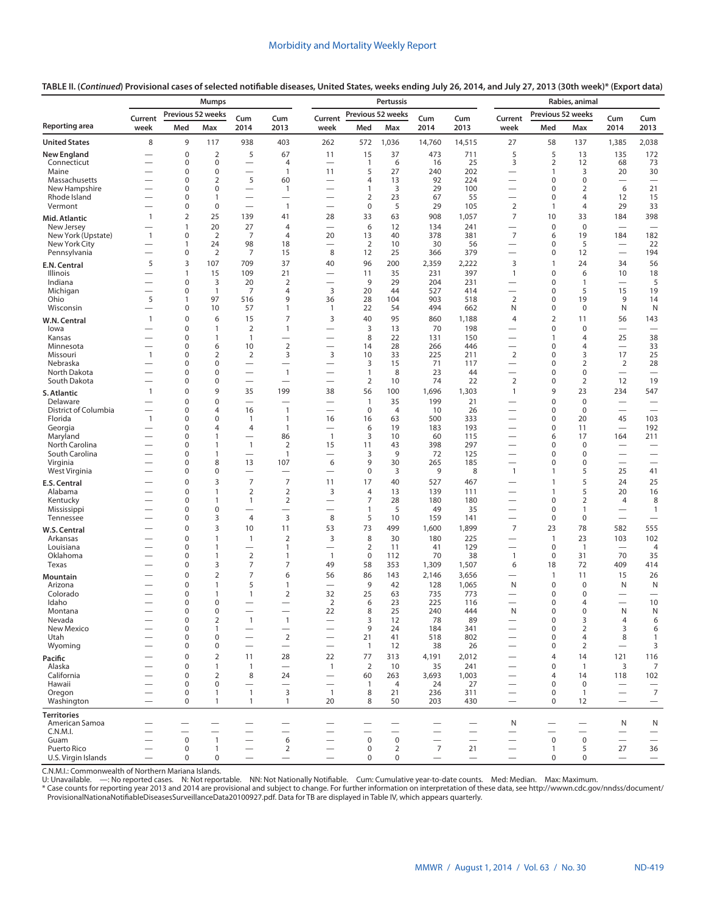**TABLE II. (*Continued*) Provisional cases of selected notifiable diseases, United States, weeks ending July 26, 2014, and July 27, 2013 (30th week)* (Export data)**

| Reporting area | Mumps | | | | | Pertussis | | | | | Rabies, animal | | | | |
|---|---|---|---|---|---|---|---|---|---|---|---|---|---|---|---|
| | Current week | Previous 52 weeks Med | Previous 52 weeks Max | Cum 2014 | Cum 2013 | Current week | Previous 52 weeks Med | Previous 52 weeks Max | Cum 2014 | Cum 2013 | Current week | Previous 52 weeks Med | Previous 52 weeks Max | Cum 2014 | Cum 2013 |
| **United States** | 8 | 9 | 117 | 938 | 403 | 262 | 572 | 1,036 | 14,760 | 14,515 | 27 | 58 | 137 | 1,385 | 2,038 |
| **New England** | — | 0 | 2 | 5 | 67 | 11 | 15 | 37 | 473 | 711 | 5 | 5 | 13 | 135 | 172 |
| Connecticut | — | 0 | 0 | — | 4 | — | 1 | 6 | 16 | 25 | 3 | 2 | 12 | 68 | 73 |
| Maine | — | 0 | 0 | — | 1 | 11 | 5 | 27 | 240 | 202 | — | 1 | 3 | 20 | 30 |
| Massachusetts | — | 0 | 2 | 5 | 60 | — | 4 | 13 | 92 | 224 | — | 0 | 0 | — | — |
| New Hampshire | — | 0 | 0 | — | 1 | — | 1 | 3 | 29 | 100 | — | 0 | 2 | 6 | 21 |
| Rhode Island | — | 0 | 1 | — | — | — | 2 | 23 | 67 | 55 | — | 0 | 4 | 12 | 15 |
| Vermont | — | 0 | 0 | — | 1 | — | 0 | 5 | 29 | 105 | 2 | 1 | 4 | 29 | 33 |
| **Mid. Atlantic** | 1 | 2 | 25 | 139 | 41 | 28 | 33 | 63 | 908 | 1,057 | 7 | 10 | 33 | 184 | 398 |
| New Jersey | — | 1 | 20 | 27 | 4 | — | 6 | 12 | 134 | 241 | — | 0 | 0 | — | — |
| New York (Upstate) | 1 | 0 | 2 | 7 | 4 | 20 | 13 | 40 | 378 | 381 | 7 | 6 | 19 | 184 | 182 |
| New York City | — | 1 | 24 | 98 | 18 | — | 2 | 10 | 30 | 56 | — | 0 | 5 | — | 22 |
| Pennsylvania | — | 0 | 2 | 7 | 15 | 8 | 12 | 25 | 366 | 379 | — | 0 | 12 | — | 194 |
| **E.N. Central** | 5 | 3 | 107 | 709 | 37 | 40 | 96 | 200 | 2,359 | 2,222 | 3 | 1 | 24 | 34 | 56 |
| Illinois | — | 1 | 15 | 109 | 21 | — | 11 | 35 | 231 | 397 | 1 | 0 | 6 | 10 | 18 |
| Indiana | — | 0 | 3 | 20 | 2 | — | 9 | 29 | 204 | 231 | — | 0 | 1 | — | 5 |
| Michigan | — | 0 | 1 | 7 | 4 | 3 | 20 | 44 | 527 | 414 | — | 0 | 5 | 15 | 19 |
| Ohio | 5 | 1 | 97 | 516 | 9 | 36 | 28 | 104 | 903 | 518 | 2 | 0 | 19 | 9 | 14 |
| Wisconsin | — | 0 | 10 | 57 | 1 | 1 | 22 | 54 | 494 | 662 | N | 0 | 0 | N | N |
| **W.N. Central** | 1 | 0 | 6 | 15 | 7 | 3 | 40 | 95 | 860 | 1,188 | 4 | 2 | 11 | 56 | 143 |
| Iowa | — | 0 | 1 | 2 | 1 | — | 3 | 13 | 70 | 198 | — | 0 | 0 | — | — |
| Kansas | — | 0 | 1 | 1 | — | — | 8 | 22 | 131 | 150 | — | 1 | 4 | 25 | 38 |
| Minnesota | — | 0 | 6 | 10 | 2 | — | 14 | 28 | 266 | 446 | — | 0 | 4 | — | 33 |
| Missouri | 1 | 0 | 2 | 2 | 3 | 3 | 10 | 33 | 225 | 211 | 2 | 0 | 3 | 17 | 25 |
| Nebraska | — | 0 | 0 | — | — | — | 3 | 15 | 71 | 117 | — | 0 | 2 | 2 | 28 |
| North Dakota | — | 0 | 0 | — | 1 | — | 1 | 8 | 23 | 44 | — | 0 | 0 | — | — |
| South Dakota | — | 0 | 0 | — | — | — | 2 | 10 | 74 | 22 | 2 | 0 | 2 | 12 | 19 |
| **S. Atlantic** | 1 | 0 | 9 | 35 | 199 | 38 | 56 | 100 | 1,696 | 1,303 | 1 | 9 | 23 | 234 | 547 |
| Delaware | — | 0 | 0 | — | — | — | 1 | 35 | 199 | 21 | — | 0 | 0 | — | — |
| District of Columbia | — | 0 | 4 | 16 | 1 | — | 0 | 4 | 10 | 26 | — | 0 | 0 | — | — |
| Florida | 1 | 0 | 0 | 1 | 1 | 16 | 16 | 63 | 500 | 333 | — | 0 | 20 | 45 | 103 |
| Georgia | — | 0 | 4 | 4 | 1 | — | 6 | 19 | 183 | 193 | — | 0 | 11 | — | 192 |
| Maryland | — | 0 | 1 | — | 86 | 1 | 3 | 10 | 60 | 115 | — | 6 | 17 | 164 | 211 |
| North Carolina | — | 0 | 1 | 1 | 2 | 15 | 11 | 43 | 398 | 297 | — | 0 | 0 | — | — |
| South Carolina | — | 0 | 1 | — | 1 | — | 3 | 9 | 72 | 125 | — | 0 | 0 | — | — |
| Virginia | — | 0 | 8 | 13 | 107 | 6 | 9 | 30 | 265 | 185 | — | 0 | 0 | — | — |
| West Virginia | — | 0 | 0 | — | — | — | 0 | 3 | 9 | 8 | 1 | 1 | 5 | 25 | 41 |
| **E.S. Central** | — | 0 | 3 | 7 | 7 | 11 | 17 | 40 | 527 | 467 | — | 1 | 5 | 24 | 25 |
| Alabama | — | 0 | 1 | 2 | 2 | 3 | 4 | 13 | 139 | 111 | — | 1 | 5 | 20 | 16 |
| Kentucky | — | 0 | 1 | 1 | 2 | — | 7 | 28 | 180 | 180 | — | 0 | 2 | 4 | 8 |
| Mississippi | — | 0 | 0 | — | — | — | 1 | 5 | 49 | 35 | — | 0 | 1 | — | 1 |
| Tennessee | — | 0 | 3 | 4 | 3 | 8 | 5 | 10 | 159 | 141 | — | 0 | 0 | — | — |
| **W.S. Central** | — | 0 | 3 | 10 | 11 | 53 | 73 | 499 | 1,600 | 1,899 | 7 | 23 | 78 | 582 | 555 |
| Arkansas | — | 0 | 1 | 1 | 2 | 3 | 8 | 30 | 180 | 225 | — | 1 | 23 | 103 | 102 |
| Louisiana | — | 0 | 1 | — | 1 | — | 2 | 11 | 41 | 129 | — | 0 | 1 | — | 4 |
| Oklahoma | — | 0 | 1 | 2 | 1 | 1 | 0 | 112 | 70 | 38 | 1 | 0 | 31 | 70 | 35 |
| Texas | — | 0 | 3 | 7 | 7 | 49 | 58 | 353 | 1,309 | 1,507 | 6 | 18 | 72 | 409 | 414 |
| **Mountain** | — | 0 | 2 | 7 | 6 | 56 | 86 | 143 | 2,146 | 3,656 | — | 1 | 11 | 15 | 26 |
| Arizona | — | 0 | 1 | 5 | 1 | — | 9 | 42 | 128 | 1,065 | N | 0 | 0 | N | N |
| Colorado | — | 0 | 1 | 1 | 2 | 32 | 25 | 63 | 735 | 773 | — | 0 | 0 | — | — |
| Idaho | — | 0 | 0 | — | — | 2 | 6 | 23 | 225 | 116 | — | 0 | 4 | — | 10 |
| Montana | — | 0 | 0 | — | — | 22 | 8 | 25 | 240 | 444 | N | 0 | 0 | N | N |
| Nevada | — | 0 | 2 | 1 | 1 | — | 3 | 12 | 78 | 89 | — | 0 | 3 | 4 | 6 |
| New Mexico | — | 0 | 1 | — | — | — | 9 | 24 | 184 | 341 | — | 0 | 2 | 3 | 6 |
| Utah | — | 0 | 0 | — | 2 | — | 21 | 41 | 518 | 802 | — | 0 | 4 | 8 | 1 |
| Wyoming | — | 0 | 0 | — | — | — | 1 | 12 | 38 | 26 | — | 0 | 2 | — | 3 |
| **Pacific** | — | 0 | 2 | 11 | 28 | 22 | 77 | 313 | 4,191 | 2,012 | — | 4 | 14 | 121 | 116 |
| Alaska | — | 0 | 1 | 1 | — | 1 | 2 | 10 | 35 | 241 | — | 0 | 1 | 3 | 7 |
| California | — | 0 | 2 | 8 | 24 | — | 60 | 263 | 3,693 | 1,003 | — | 4 | 14 | 118 | 102 |
| Hawaii | — | 0 | 0 | — | — | — | 1 | 4 | 24 | 27 | — | 0 | 0 | — | — |
| Oregon | — | 0 | 1 | 1 | 3 | 1 | 8 | 21 | 236 | 311 | — | 0 | 1 | — | 7 |
| Washington | — | 0 | 1 | 1 | 1 | 20 | 8 | 50 | 203 | 430 | — | 0 | 12 | — | — |
| **Territories** | | | | | | | | | | | | | | | |
| American Samoa | — | — | — | — | — | — | — | — | — | — | N | — | — | N | N |
| C.N.M.I. | — | — | — | — | — | — | — | — | — | — | — | — | — | — | — |
| Guam | — | 0 | 1 | — | 6 | — | 0 | 0 | — | — | — | 0 | 0 | — | — |
| Puerto Rico | — | 0 | 1 | — | 2 | — | 0 | 2 | 7 | 21 | — | 1 | 5 | 27 | 36 |
| U.S. Virgin Islands | — | 0 | 0 | — | — | — | 0 | 0 | — | — | — | 0 | 0 | — | — |

C.N.M.I.: Commonwealth of Northern Mariana Islands.
U: Unavailable. —: No reported cases. N: Not reportable. NN: Not Nationally Notifiable. Cum: Cumulative year-to-date counts. Med: Median. Max: Maximum.
* Case counts for reporting year 2013 and 2014 are provisional and subject to change. For further information on interpretation of these data, see http://wwwn.cdc.gov/nndss/document/ProvisionalNationaNotifiableDiseasesSurveillanceData20100927.pdf. Data for TB are displayed in Table IV, which appears quarterly.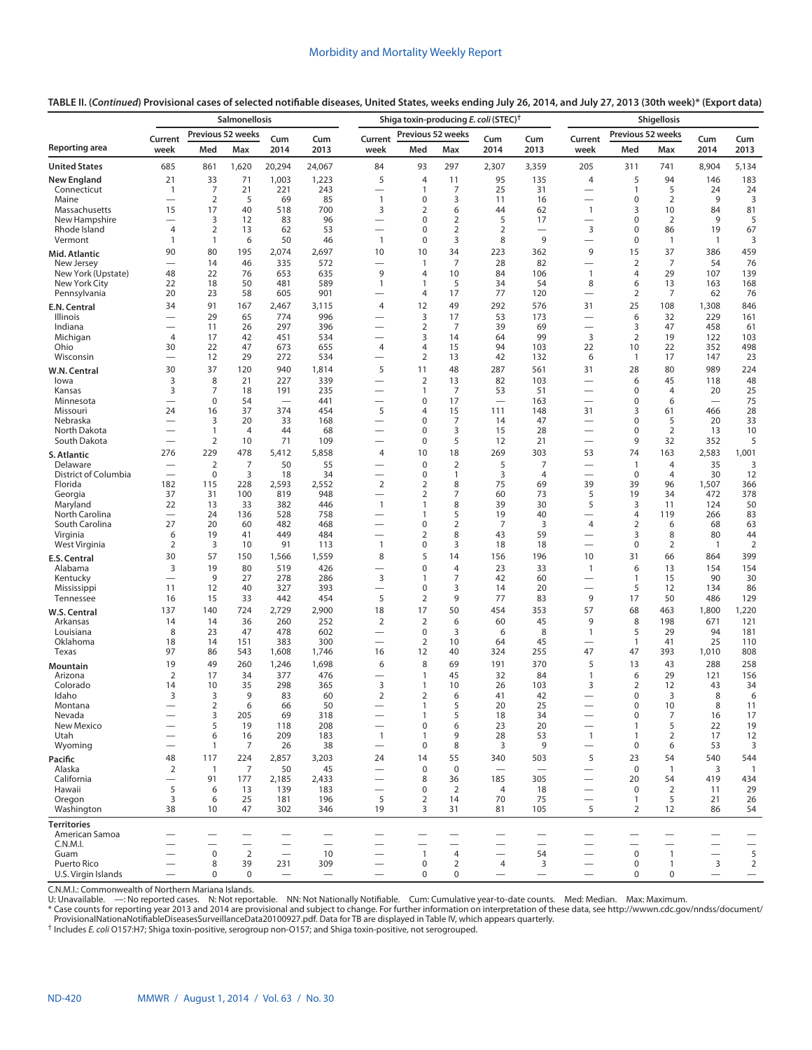**TABLE II. (*Continued*) Provisional cases of selected notifiable diseases, United States, weeks ending July 26, 2014, and July 27, 2013 (30th week)* (Export data)**

| Reporting area | Salmonellosis | | | | | Shiga toxin-producing *E. coli* (STEC)† | | | | | Shigellosis | | | | |
|---|---|---|---|---|---|---|---|---|---|---|---|---|---|---|---|
| | Current week | Previous 52 weeks Med | Previous 52 weeks Max | Cum 2014 | Cum 2013 | Current week | Previous 52 weeks Med | Previous 52 weeks Max | Cum 2014 | Cum 2013 | Current week | Previous 52 weeks Med | Previous 52 weeks Max | Cum 2014 | Cum 2013 |
| **United States** | 685 | 861 | 1,620 | 20,294 | 24,067 | 84 | 93 | 297 | 2,307 | 3,359 | 205 | 311 | 741 | 8,904 | 5,134 |
| **New England** | 21 | 33 | 71 | 1,003 | 1,223 | 5 | 4 | 11 | 95 | 135 | 4 | 5 | 94 | 146 | 183 |
| Connecticut | 1 | 7 | 21 | 221 | 243 | — | 1 | 7 | 25 | 31 | — | 1 | 5 | 24 | 24 |
| Maine | — | 2 | 5 | 69 | 85 | 1 | 0 | 3 | 11 | 16 | — | 0 | 2 | 9 | 3 |
| Massachusetts | 15 | 17 | 40 | 518 | 700 | 3 | 2 | 6 | 44 | 62 | 1 | 3 | 10 | 84 | 81 |
| New Hampshire | — | 3 | 12 | 83 | 96 | — | 0 | 2 | 5 | 17 | — | 0 | 2 | 9 | 5 |
| Rhode Island | 4 | 2 | 13 | 62 | 53 | — | 0 | 2 | 2 | — | 3 | 0 | 86 | 19 | 67 |
| Vermont | 1 | 1 | 6 | 50 | 46 | 1 | 0 | 3 | 8 | 9 | — | 0 | 1 | 1 | 3 |
| **Mid. Atlantic** | 90 | 80 | 195 | 2,074 | 2,697 | 10 | 10 | 34 | 223 | 362 | 9 | 15 | 37 | 386 | 459 |
| New Jersey | — | 14 | 46 | 335 | 572 | — | 1 | 7 | 28 | 82 | — | 2 | 7 | 54 | 76 |
| New York (Upstate) | 48 | 22 | 76 | 653 | 635 | 9 | 4 | 10 | 84 | 106 | 1 | 4 | 29 | 107 | 139 |
| New York City | 22 | 18 | 50 | 481 | 589 | 1 | 1 | 5 | 34 | 54 | 8 | 6 | 13 | 163 | 168 |
| Pennsylvania | 20 | 23 | 58 | 605 | 901 | — | 4 | 17 | 77 | 120 | — | 2 | 7 | 62 | 76 |
| **E.N. Central** | 34 | 91 | 167 | 2,467 | 3,115 | 4 | 12 | 49 | 292 | 576 | 31 | 25 | 108 | 1,308 | 846 |
| Illinois | — | 29 | 65 | 774 | 996 | — | 3 | 17 | 53 | 173 | — | 6 | 32 | 229 | 161 |
| Indiana | — | 11 | 26 | 297 | 396 | — | 2 | 7 | 39 | 69 | — | 3 | 47 | 458 | 61 |
| Michigan | 4 | 17 | 42 | 451 | 534 | — | 3 | 14 | 64 | 99 | 3 | 2 | 19 | 122 | 103 |
| Ohio | 30 | 22 | 47 | 673 | 655 | 4 | 4 | 15 | 94 | 103 | 22 | 10 | 22 | 352 | 498 |
| Wisconsin | — | 12 | 29 | 272 | 534 | — | 2 | 13 | 42 | 132 | 6 | 1 | 17 | 147 | 23 |
| **W.N. Central** | 30 | 37 | 120 | 940 | 1,814 | 5 | 11 | 48 | 287 | 561 | 31 | 28 | 80 | 989 | 224 |
| Iowa | 3 | 8 | 21 | 227 | 339 | — | 2 | 13 | 82 | 103 | — | 6 | 45 | 118 | 48 |
| Kansas | 3 | 7 | 18 | 191 | 235 | — | 1 | 7 | 53 | 51 | — | 0 | 4 | 20 | 25 |
| Minnesota | — | 0 | 54 | — | 441 | — | 0 | 17 | — | 163 | — | 0 | 6 | — | 75 |
| Missouri | 24 | 16 | 37 | 374 | 454 | 5 | 4 | 15 | 111 | 148 | 31 | 3 | 61 | 466 | 28 |
| Nebraska | — | 3 | 20 | 33 | 168 | — | 0 | 7 | 14 | 47 | — | 0 | 5 | 20 | 33 |
| North Dakota | — | 1 | 4 | 44 | 68 | — | 0 | 3 | 15 | 28 | — | 0 | 2 | 13 | 10 |
| South Dakota | — | 2 | 10 | 71 | 109 | — | 0 | 5 | 12 | 21 | — | 9 | 32 | 352 | 5 |
| **S. Atlantic** | 276 | 229 | 478 | 5,412 | 5,858 | 4 | 10 | 18 | 269 | 303 | 53 | 74 | 163 | 2,583 | 1,001 |
| Delaware | — | 2 | 7 | 50 | 55 | — | 0 | 2 | 5 | 7 | — | 1 | 4 | 35 | 3 |
| District of Columbia | — | 0 | 3 | 18 | 34 | — | 0 | 1 | 3 | 4 | — | 0 | 4 | 30 | 12 |
| Florida | 182 | 115 | 228 | 2,593 | 2,552 | 2 | 2 | 8 | 75 | 69 | 39 | 39 | 96 | 1,507 | 366 |
| Georgia | 37 | 31 | 100 | 819 | 948 | — | 2 | 7 | 60 | 73 | 5 | 19 | 34 | 472 | 378 |
| Maryland | 22 | 13 | 33 | 382 | 446 | 1 | 1 | 8 | 39 | 30 | 5 | 3 | 11 | 124 | 50 |
| North Carolina | — | 24 | 136 | 528 | 758 | — | 1 | 5 | 19 | 40 | — | 4 | 119 | 266 | 83 |
| South Carolina | 27 | 20 | 60 | 482 | 468 | — | 0 | 2 | 7 | 3 | 4 | 2 | 6 | 68 | 63 |
| Virginia | 6 | 19 | 41 | 449 | 484 | — | 2 | 8 | 43 | 59 | — | 3 | 8 | 80 | 44 |
| West Virginia | 2 | 3 | 10 | 91 | 113 | 1 | 0 | 3 | 18 | 18 | — | 0 | 2 | 1 | 2 |
| **E.S. Central** | 30 | 57 | 150 | 1,566 | 1,559 | 8 | 5 | 14 | 156 | 196 | 10 | 31 | 66 | 864 | 399 |
| Alabama | 3 | 19 | 80 | 519 | 426 | — | 0 | 4 | 23 | 33 | 1 | 6 | 13 | 154 | 154 |
| Kentucky | — | 9 | 27 | 278 | 286 | 3 | 1 | 7 | 42 | 60 | — | 1 | 15 | 90 | 30 |
| Mississippi | 11 | 12 | 40 | 327 | 393 | — | 0 | 3 | 14 | 20 | — | 5 | 12 | 134 | 86 |
| Tennessee | 16 | 15 | 33 | 442 | 454 | 5 | 2 | 9 | 77 | 83 | 9 | 17 | 50 | 486 | 129 |
| **W.S. Central** | 137 | 140 | 724 | 2,729 | 2,900 | 18 | 17 | 50 | 454 | 353 | 57 | 68 | 463 | 1,800 | 1,220 |
| Arkansas | 14 | 14 | 36 | 260 | 252 | 2 | 2 | 6 | 60 | 45 | 9 | 8 | 198 | 671 | 121 |
| Louisiana | 8 | 23 | 47 | 478 | 602 | — | 0 | 3 | 6 | 8 | 1 | 5 | 29 | 94 | 181 |
| Oklahoma | 18 | 14 | 151 | 383 | 300 | — | 2 | 10 | 64 | 45 | — | 1 | 41 | 25 | 110 |
| Texas | 97 | 86 | 543 | 1,608 | 1,746 | 16 | 12 | 40 | 324 | 255 | 47 | 47 | 393 | 1,010 | 808 |
| **Mountain** | 19 | 49 | 260 | 1,246 | 1,698 | 6 | 8 | 69 | 191 | 370 | 5 | 13 | 43 | 288 | 258 |
| Arizona | 2 | 17 | 34 | 377 | 476 | — | 1 | 45 | 32 | 84 | 1 | 6 | 29 | 121 | 156 |
| Colorado | 14 | 10 | 35 | 298 | 365 | 3 | 1 | 10 | 26 | 103 | 3 | 2 | 12 | 43 | 34 |
| Idaho | 3 | 3 | 9 | 83 | 60 | 2 | 2 | 6 | 41 | 42 | — | 0 | 3 | 8 | 6 |
| Montana | — | 2 | 6 | 66 | 50 | — | 1 | 5 | 20 | 25 | — | 0 | 10 | 8 | 11 |
| Nevada | — | 3 | 205 | 69 | 318 | — | 1 | 5 | 18 | 34 | — | 0 | 7 | 16 | 17 |
| New Mexico | — | 5 | 19 | 118 | 208 | — | 0 | 6 | 23 | 20 | — | 1 | 5 | 22 | 19 |
| Utah | — | 6 | 16 | 209 | 183 | 1 | 1 | 9 | 28 | 53 | 1 | 1 | 2 | 17 | 12 |
| Wyoming | — | 1 | 7 | 26 | 38 | — | 0 | 8 | 3 | 9 | — | 0 | 6 | 53 | 3 |
| **Pacific** | 48 | 117 | 224 | 2,857 | 3,203 | 24 | 14 | 55 | 340 | 503 | 5 | 23 | 54 | 540 | 544 |
| Alaska | 2 | 1 | 7 | 50 | 45 | — | 0 | 0 | — | — | — | 0 | 1 | 3 | 1 |
| California | — | 91 | 177 | 2,185 | 2,433 | — | 8 | 36 | 185 | 305 | — | 20 | 54 | 419 | 434 |
| Hawaii | 5 | 6 | 13 | 139 | 183 | — | 0 | 2 | 4 | 18 | — | 0 | 2 | 11 | 29 |
| Oregon | 3 | 6 | 25 | 181 | 196 | 5 | 2 | 14 | 70 | 75 | — | 1 | 5 | 21 | 26 |
| Washington | 38 | 10 | 47 | 302 | 346 | 19 | 3 | 31 | 81 | 105 | 5 | 2 | 12 | 86 | 54 |
| **Territories** | | | | | | | | | | | | | | | |
| American Samoa | — | — | — | — | — | — | — | — | — | — | — | — | — | — | — |
| C.N.M.I. | — | — | — | — | — | — | — | — | — | — | — | — | — | — | — |
| Guam | — | 0 | 2 | — | 10 | — | 1 | 4 | — | 54 | — | 0 | 1 | — | 5 |
| Puerto Rico | — | 8 | 39 | 231 | 309 | — | 0 | 2 | 4 | 3 | — | 0 | 1 | 3 | 2 |
| U.S. Virgin Islands | — | 0 | 0 | — | — | — | 0 | 0 | — | — | — | 0 | 0 | — | — |

C.N.M.I.: Commonwealth of Northern Mariana Islands.

U: Unavailable. —: No reported cases. N: Not reportable. NN: Not Nationally Notifiable. Cum: Cumulative year-to-date counts. Med: Median. Max: Maximum.

* Case counts for reporting year 2013 and 2014 are provisional and subject to change. For further information on interpretation of these data, see http://wwwn.cdc.gov/nndss/document/ProvisionalNationaNotifiableDiseasesSurveillanceData20100927.pdf. Data for TB are displayed in Table IV, which appears quarterly.

† Includes *E. coli* O157:H7; Shiga toxin-positive, serogroup non-O157; and Shiga toxin-positive, not serogrouped.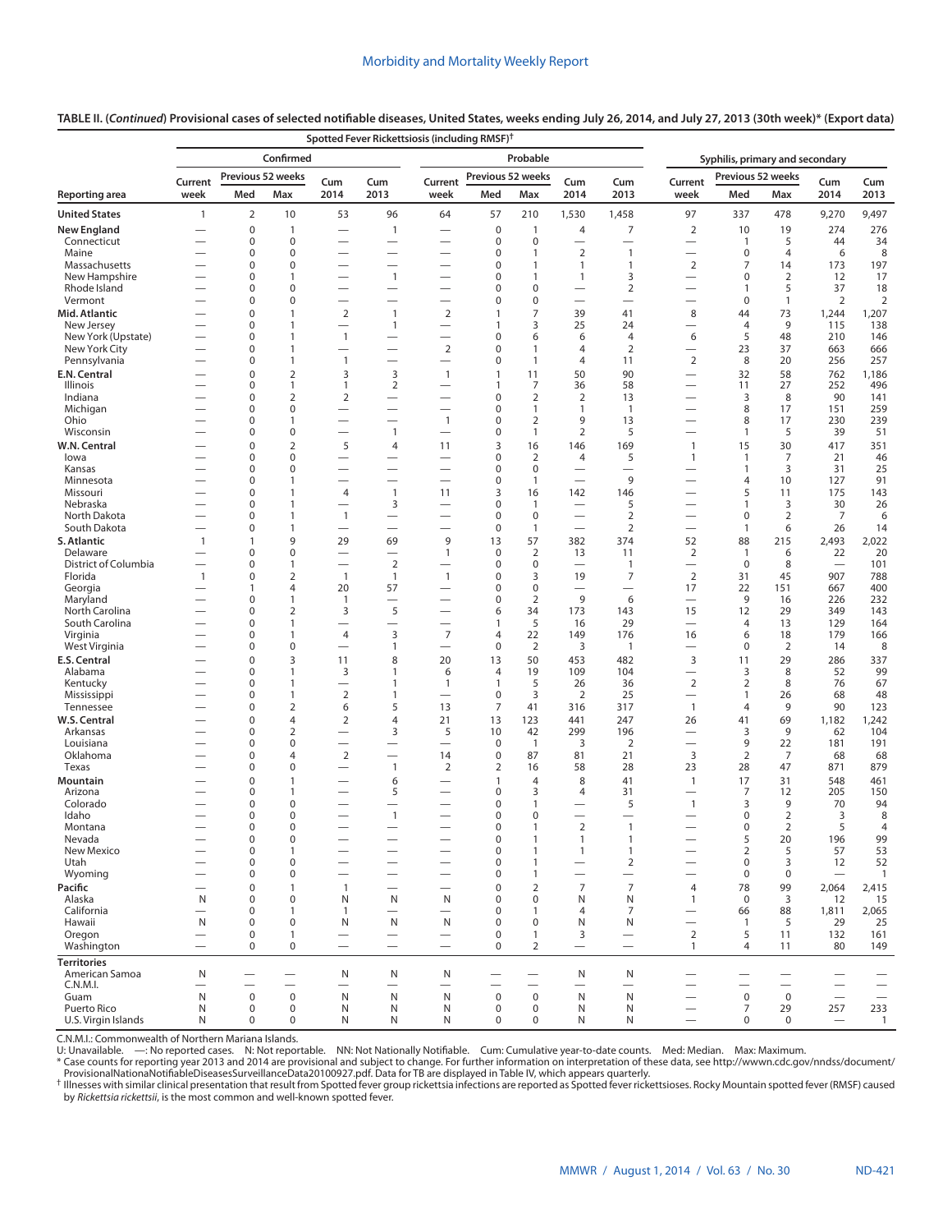**TABLE II. (*Continued*) Provisional cases of selected notifiable diseases, United States, weeks ending July 26, 2014, and July 27, 2013 (30th week)* (Export data)**

| | Spotted Fever Rickettsiosis (including RMSF)† | | | | | | | | | | Syphilis, primary and secondary | | | | |
|---|---|---|---|---|---|---|---|---|---|---|---|---|---|---|---|
| | Confirmed | | | | | Probable | | | | | | | | | |
| | Current week | Previous 52 weeks | | Cum 2014 | Cum 2013 | Current week | Previous 52 weeks | | Cum 2014 | Cum 2013 | Current week | Previous 52 weeks | | Cum 2014 | Cum 2013 |
| Reporting area | | Med | Max | | | | Med | Max | | | | Med | Max | | |
| **United States** | 1 | 2 | 10 | 53 | 96 | 64 | 57 | 210 | 1,530 | 1,458 | 97 | 337 | 478 | 9,270 | 9,497 |
| **New England** | — | 0 | 1 | — | 1 | — | 0 | 1 | 4 | 7 | 2 | 10 | 19 | 274 | 276 |
| Connecticut | — | 0 | 0 | — | — | — | 0 | 0 | — | — | — | 1 | 5 | 44 | 34 |
| Maine | — | 0 | 0 | — | — | — | 0 | 1 | 2 | 1 | — | 0 | 4 | 6 | 8 |
| Massachusetts | — | 0 | 0 | — | — | — | 0 | 1 | 1 | 1 | 2 | 7 | 14 | 173 | 197 |
| New Hampshire | — | 0 | 1 | — | 1 | — | 0 | 1 | 1 | 3 | — | 0 | 2 | 12 | 17 |
| Rhode Island | — | 0 | 0 | — | — | — | 0 | 0 | — | 2 | — | 1 | 5 | 37 | 18 |
| Vermont | — | 0 | 0 | — | — | — | 0 | 0 | — | — | — | 0 | 1 | 2 | 2 |
| **Mid. Atlantic** | — | 0 | 1 | 2 | 1 | 2 | 1 | 7 | 39 | 41 | 8 | 44 | 73 | 1,244 | 1,207 |
| New Jersey | — | 0 | 1 | — | 1 | — | 1 | 3 | 25 | 24 | — | 4 | 9 | 115 | 138 |
| New York (Upstate) | — | 0 | 1 | 1 | — | — | 0 | 6 | 6 | 4 | 6 | 5 | 48 | 210 | 146 |
| New York City | — | 0 | 1 | — | — | 2 | 0 | 1 | 4 | 2 | — | 23 | 37 | 663 | 666 |
| Pennsylvania | — | 0 | 1 | 1 | — | — | 0 | 1 | 4 | 11 | 2 | 8 | 20 | 256 | 257 |
| **E.N. Central** | — | 0 | 2 | 3 | 3 | 1 | 1 | 11 | 50 | 90 | — | 32 | 58 | 762 | 1,186 |
| Illinois | — | 0 | 1 | 1 | 2 | — | 1 | 7 | 36 | 58 | — | 11 | 27 | 252 | 496 |
| Indiana | — | 0 | 2 | 2 | — | — | 0 | 2 | 2 | 13 | — | 3 | 8 | 90 | 141 |
| Michigan | — | 0 | 0 | — | — | — | 0 | 1 | 1 | 1 | — | 8 | 17 | 151 | 259 |
| Ohio | — | 0 | 1 | — | — | 1 | 0 | 2 | 9 | 13 | — | 8 | 17 | 230 | 239 |
| Wisconsin | — | 0 | 0 | — | 1 | — | 0 | 1 | 2 | 5 | — | 1 | 5 | 39 | 51 |
| **W.N. Central** | — | 0 | 2 | 5 | 4 | 11 | 3 | 16 | 146 | 169 | 1 | 15 | 30 | 417 | 351 |
| Iowa | — | 0 | 0 | — | — | — | 0 | 2 | 4 | 5 | 1 | 1 | 7 | 21 | 46 |
| Kansas | — | 0 | 0 | — | — | — | 0 | 0 | — | — | — | 1 | 3 | 31 | 25 |
| Minnesota | — | 0 | 1 | — | — | — | 0 | 1 | — | 9 | — | 4 | 10 | 127 | 91 |
| Missouri | — | 0 | 1 | 4 | 1 | 11 | 3 | 16 | 142 | 146 | — | 5 | 11 | 175 | 143 |
| Nebraska | — | 0 | 1 | — | 3 | — | 0 | 1 | — | 5 | — | 1 | 3 | 30 | 26 |
| North Dakota | — | 0 | 1 | 1 | — | — | 0 | 0 | — | 2 | — | 0 | 2 | 7 | 6 |
| South Dakota | — | 0 | 1 | — | — | — | 0 | 1 | — | 2 | — | 1 | 6 | 26 | 14 |
| **S. Atlantic** | 1 | 1 | 9 | 29 | 69 | 9 | 13 | 57 | 382 | 374 | 52 | 88 | 215 | 2,493 | 2,022 |
| Delaware | — | 0 | 0 | — | — | 1 | 0 | 2 | 13 | 11 | 2 | 1 | 6 | 22 | 20 |
| District of Columbia | — | 0 | 1 | — | 2 | — | 0 | 0 | — | 1 | — | 0 | 8 | — | 101 |
| Florida | 1 | 0 | 2 | 1 | 1 | 1 | 0 | 3 | 19 | 7 | 2 | 31 | 45 | 907 | 788 |
| Georgia | — | 1 | 4 | 20 | 57 | — | 0 | 0 | — | — | 17 | 22 | 151 | 667 | 400 |
| Maryland | — | 0 | 1 | 1 | — | — | 0 | 2 | 9 | 6 | — | 9 | 16 | 226 | 232 |
| North Carolina | — | 0 | 2 | 3 | 5 | — | 6 | 34 | 173 | 143 | 15 | 12 | 29 | 349 | 143 |
| South Carolina | — | 0 | 1 | — | — | — | 1 | 5 | 16 | 29 | — | 4 | 13 | 129 | 164 |
| Virginia | — | 0 | 1 | 4 | 3 | 7 | 4 | 22 | 149 | 176 | 16 | 6 | 18 | 179 | 166 |
| West Virginia | — | 0 | 0 | — | 1 | — | 0 | 2 | 3 | 1 | — | 0 | 2 | 14 | 8 |
| **E.S. Central** | — | 0 | 3 | 11 | 8 | 20 | 13 | 50 | 453 | 482 | 3 | 11 | 29 | 286 | 337 |
| Alabama | — | 0 | 1 | 3 | 1 | 6 | 4 | 19 | 109 | 104 | — | 3 | 8 | 52 | 99 |
| Kentucky | — | 0 | 1 | — | 1 | 1 | 1 | 5 | 26 | 36 | 2 | 2 | 8 | 76 | 67 |
| Mississippi | — | 0 | 1 | 2 | 1 | — | 0 | 3 | 2 | 25 | — | 1 | 26 | 68 | 48 |
| Tennessee | — | 0 | 2 | 6 | 5 | 13 | 7 | 41 | 316 | 317 | 1 | 4 | 9 | 90 | 123 |
| **W.S. Central** | — | 0 | 4 | 2 | 4 | 21 | 13 | 123 | 441 | 247 | 26 | 41 | 69 | 1,182 | 1,242 |
| Arkansas | — | 0 | 2 | — | 3 | 5 | 10 | 42 | 299 | 196 | — | 3 | 9 | 62 | 104 |
| Louisiana | — | 0 | 0 | — | — | — | 0 | 1 | 3 | 2 | — | 9 | 22 | 181 | 191 |
| Oklahoma | — | 0 | 4 | 2 | — | 14 | 0 | 87 | 81 | 21 | 3 | 2 | 7 | 68 | 68 |
| Texas | — | 0 | 0 | — | 1 | 2 | 2 | 16 | 58 | 28 | 23 | 28 | 47 | 871 | 879 |
| **Mountain** | — | 0 | 1 | — | 6 | — | 1 | 4 | 8 | 41 | 1 | 17 | 31 | 548 | 461 |
| Arizona | — | 0 | 1 | — | 5 | — | 0 | 3 | 4 | 31 | — | 7 | 12 | 205 | 150 |
| Colorado | — | 0 | 0 | — | — | — | 0 | 1 | — | 5 | 1 | 3 | 9 | 70 | 94 |
| Idaho | — | 0 | 0 | — | 1 | — | 0 | 0 | — | — | — | 0 | 2 | 3 | 8 |
| Montana | — | 0 | 0 | — | — | — | 0 | 1 | 2 | 1 | — | 0 | 2 | 5 | 4 |
| Nevada | — | 0 | 0 | — | — | — | 0 | 1 | 1 | 1 | — | 5 | 20 | 196 | 99 |
| New Mexico | — | 0 | 1 | — | — | — | 0 | 1 | 1 | 1 | — | 2 | 5 | 57 | 53 |
| Utah | — | 0 | 0 | — | — | — | 0 | 1 | — | 2 | — | 0 | 3 | 12 | 52 |
| Wyoming | — | 0 | 0 | — | — | — | 0 | 1 | — | — | — | 0 | 0 | — | 1 |
| **Pacific** | — | 0 | 1 | 1 | — | — | 0 | 2 | 7 | 7 | 4 | 78 | 99 | 2,064 | 2,415 |
| Alaska | N | 0 | 0 | N | N | N | 0 | 0 | N | N | 1 | 0 | 3 | 12 | 15 |
| California | — | 0 | 1 | 1 | — | — | 0 | 1 | 4 | 7 | — | 66 | 88 | 1,811 | 2,065 |
| Hawaii | N | 0 | 0 | N | N | N | 0 | 0 | N | N | — | 1 | 5 | 29 | 25 |
| Oregon | — | 0 | 1 | — | — | — | 0 | 1 | 3 | — | 2 | 5 | 11 | 132 | 161 |
| Washington | — | 0 | 0 | — | — | — | 0 | 2 | — | — | 1 | 4 | 11 | 80 | 149 |
| **Territories** | | | | | | | | | | | | | | | |
| American Samoa | N | — | — | N | N | N | — | — | N | N | — | — | — | — | — |
| C.N.M.I. | — | — | — | — | — | — | — | — | — | — | — | — | — | — | — |
| Guam | N | 0 | 0 | N | N | N | 0 | 0 | N | N | — | 0 | 0 | — | — |
| Puerto Rico | N | 0 | 0 | N | N | N | 0 | 0 | N | N | — | 7 | 29 | 257 | 233 |
| U.S. Virgin Islands | N | 0 | 0 | N | N | N | 0 | 0 | N | N | — | 0 | 0 | — | 1 |

C.N.M.I.: Commonwealth of Northern Mariana Islands.
U: Unavailable. —: No reported cases. N: Not reportable. NN: Not Nationally Notifiable. Cum: Cumulative year-to-date counts. Med: Median. Max: Maximum.
* Case counts for reporting year 2013 and 2014 are provisional and subject to change. For further information on interpretation of these data, see http://wwwn.cdc.gov/nndss/document/ProvisionalNationaNotifiableDiseasesSurveillanceData20100927.pdf. Data for TB are displayed in Table IV, which appears quarterly.
† Illnesses with similar clinical presentation that result from Spotted fever group rickettsia infections are reported as Spotted fever rickettsioses. Rocky Mountain spotted fever (RMSF) caused by *Rickettsia rickettsii*, is the most common and well-known spotted fever.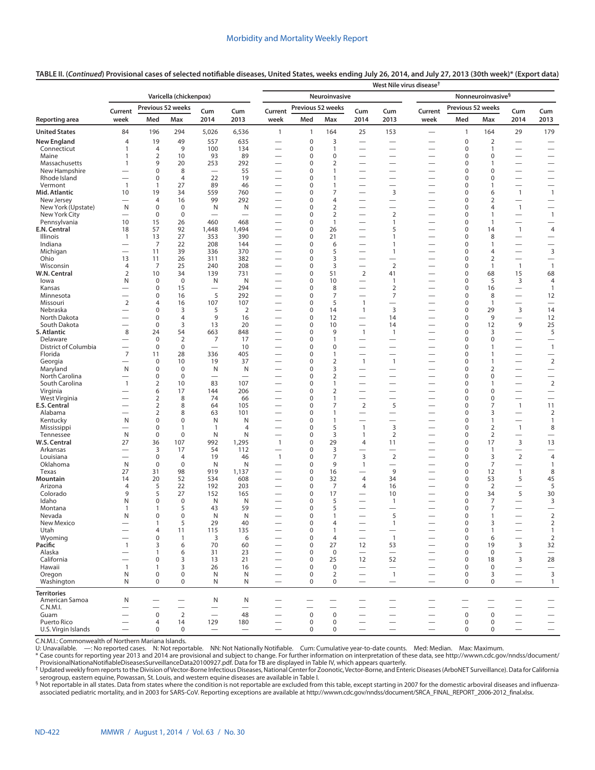**TABLE II. (*Continued*) Provisional cases of selected notifiable diseases, United States, weeks ending July 26, 2014, and July 27, 2013 (30th week)* (Export data)**

| Reporting area | Varicella (chickenpox) | | | | | West Nile virus disease† Neuroinvasive | | | | | West Nile virus disease† Nonneuroinvasive§ | | | | |
|---|---|---|---|---|---|---|---|---|---|---|---|---|---|---|---|
| | Current week | Previous 52 weeks Med | Previous 52 weeks Max | Cum 2014 | Cum 2013 | Current week | Previous 52 weeks Med | Previous 52 weeks Max | Cum 2014 | Cum 2013 | Current week | Previous 52 weeks Med | Previous 52 weeks Max | Cum 2014 | Cum 2013 |
| **United States** | 84 | 196 | 294 | 5,026 | 6,536 | 1 | 1 | 164 | 25 | 153 | — | 1 | 164 | 29 | 179 |
| **New England** | 4 | 19 | 49 | 557 | 635 | — | 0 | 3 | — | — | — | 0 | 2 | — | — |
| Connecticut | 1 | 4 | 9 | 100 | 134 | — | 0 | 1 | — | — | — | 0 | 1 | — | — |
| Maine | 1 | 2 | 10 | 93 | 89 | — | 0 | 0 | — | — | — | 0 | 0 | — | — |
| Massachusetts | 1 | 9 | 20 | 253 | 292 | — | 0 | 2 | — | — | — | 0 | 1 | — | — |
| New Hampshire | — | 0 | 8 | — | 55 | — | 0 | 1 | — | — | — | 0 | 0 | — | — |
| Rhode Island | — | 0 | 4 | 22 | 19 | — | 0 | 1 | — | — | — | 0 | 0 | — | — |
| Vermont | 1 | 1 | 27 | 89 | 46 | — | 0 | 1 | — | — | — | 0 | 1 | — | — |
| **Mid. Atlantic** | 10 | 19 | 34 | 559 | 760 | — | 0 | 7 | — | 3 | — | 0 | 6 | 1 | 1 |
| New Jersey | — | 4 | 16 | 99 | 292 | — | 0 | 4 | — | — | — | 0 | 2 | — | — |
| New York (Upstate) | N | 0 | 0 | N | N | — | 0 | 2 | — | — | — | 0 | 4 | 1 | — |
| New York City | — | 0 | 0 | — | — | — | 0 | 2 | — | 2 | — | 0 | 1 | — | 1 |
| Pennsylvania | 10 | 15 | 26 | 460 | 468 | — | 0 | 1 | — | 1 | — | 0 | 1 | — | — |
| **E.N. Central** | 18 | 57 | 92 | 1,448 | 1,494 | — | 0 | 26 | — | 5 | — | 0 | 14 | 1 | 4 |
| Illinois | 1 | 13 | 27 | 353 | 390 | — | 0 | 21 | — | 1 | — | 0 | 8 | — | — |
| Indiana | — | 7 | 22 | 208 | 144 | — | 0 | 6 | — | 1 | — | 0 | 1 | — | — |
| Michigan | — | 11 | 39 | 336 | 370 | — | 0 | 5 | — | 1 | — | 0 | 4 | — | 3 |
| Ohio | 13 | 11 | 26 | 311 | 382 | — | 0 | 3 | — | — | — | 0 | 2 | — | — |
| Wisconsin | 4 | 7 | 25 | 240 | 208 | — | 0 | 3 | — | 2 | — | 0 | 1 | 1 | 1 |
| **W.N. Central** | 2 | 10 | 34 | 139 | 731 | — | 0 | 51 | 2 | 41 | — | 0 | 68 | 15 | 68 |
| Iowa | N | 0 | 0 | N | N | — | 0 | 10 | — | 1 | — | 0 | 5 | 3 | 4 |
| Kansas | — | 0 | 15 | — | 294 | — | 0 | 8 | — | 2 | — | 0 | 16 | — | 1 |
| Minnesota | — | 0 | 16 | 5 | 292 | — | 0 | 7 | — | 7 | — | 0 | 8 | — | 12 |
| Missouri | 2 | 4 | 16 | 107 | 107 | — | 0 | 5 | 1 | — | — | 0 | 1 | — | — |
| Nebraska | — | 0 | 3 | 5 | 2 | — | 0 | 14 | 1 | 3 | — | 0 | 29 | 3 | 14 |
| North Dakota | — | 0 | 4 | 9 | 16 | — | 0 | 12 | — | 14 | — | 0 | 9 | — | 12 |
| South Dakota | — | 0 | 3 | 13 | 20 | — | 0 | 10 | — | 14 | — | 0 | 12 | 9 | 25 |
| **S. Atlantic** | 8 | 24 | 54 | 663 | 848 | — | 0 | 9 | 1 | 1 | — | 0 | 3 | — | 5 |
| Delaware | — | 0 | 2 | 7 | 17 | — | 0 | 1 | — | — | — | 0 | 0 | — | — |
| District of Columbia | — | 0 | 0 | — | 10 | — | 0 | 0 | — | — | — | 0 | 1 | — | 1 |
| Florida | 7 | 11 | 28 | 336 | 405 | — | 0 | 1 | — | — | — | 0 | 1 | — | — |
| Georgia | — | 0 | 10 | 19 | 37 | — | 0 | 2 | 1 | 1 | — | 0 | 1 | — | 2 |
| Maryland | N | 0 | 0 | N | N | — | 0 | 3 | — | — | — | 0 | 2 | — | — |
| North Carolina | — | 0 | 0 | — | — | — | 0 | 2 | — | — | — | 0 | 0 | — | — |
| South Carolina | 1 | 2 | 10 | 83 | 107 | — | 0 | 1 | — | — | — | 0 | 1 | — | 2 |
| Virginia | — | 6 | 17 | 144 | 206 | — | 0 | 2 | — | — | — | 0 | 0 | — | — |
| West Virginia | — | 2 | 8 | 74 | 66 | — | 0 | 1 | — | — | — | 0 | 0 | — | — |
| **E.S. Central** | — | 2 | 8 | 64 | 105 | — | 0 | 7 | 2 | 5 | — | 0 | 7 | 1 | 11 |
| Alabama | — | 2 | 8 | 63 | 101 | — | 0 | 1 | — | — | — | 0 | 3 | — | 2 |
| Kentucky | N | 0 | 0 | N | N | — | 0 | 1 | — | — | — | 0 | 1 | — | 1 |
| Mississippi | — | 0 | 1 | 1 | 4 | — | 0 | 5 | 1 | 3 | — | 0 | 2 | 1 | 8 |
| Tennessee | N | 0 | 0 | N | N | — | 0 | 3 | 1 | 2 | — | 0 | 2 | — | — |
| **W.S. Central** | 27 | 36 | 107 | 992 | 1,295 | 1 | 0 | 29 | 4 | 11 | — | 0 | 17 | 3 | 13 |
| Arkansas | — | 3 | 17 | 54 | 112 | — | 0 | 3 | — | — | — | 0 | 1 | — | — |
| Louisiana | — | 0 | 4 | 19 | 46 | 1 | 0 | 7 | 3 | 2 | — | 0 | 3 | 2 | 4 |
| Oklahoma | N | 0 | 0 | N | N | — | 0 | 9 | 1 | — | — | 0 | 7 | — | 1 |
| Texas | 27 | 31 | 98 | 919 | 1,137 | — | 0 | 16 | — | 9 | — | 0 | 12 | 1 | 8 |
| **Mountain** | 14 | 20 | 52 | 534 | 608 | — | 0 | 32 | 4 | 34 | — | 0 | 53 | 5 | 45 |
| Arizona | 4 | 5 | 22 | 192 | 203 | — | 0 | 7 | 4 | 16 | — | 0 | 2 | — | 5 |
| Colorado | 9 | 5 | 27 | 152 | 165 | — | 0 | 17 | — | 10 | — | 0 | 34 | 5 | 30 |
| Idaho | N | 0 | 0 | N | N | — | 0 | 5 | — | 1 | — | 0 | 7 | — | 3 |
| Montana | 1 | 1 | 5 | 43 | 59 | — | 0 | 5 | — | — | — | 0 | 7 | — | — |
| Nevada | N | 0 | 0 | N | N | — | 0 | 1 | — | 5 | — | 0 | 1 | — | 2 |
| New Mexico | — | 1 | 5 | 29 | 40 | — | 0 | 4 | — | 1 | — | 0 | 3 | — | 2 |
| Utah | — | 4 | 11 | 115 | 135 | — | 0 | 1 | — | — | — | 0 | 1 | — | 1 |
| Wyoming | — | 0 | 1 | 3 | 6 | — | 0 | 4 | — | 1 | — | 0 | 6 | — | 2 |
| **Pacific** | 1 | 3 | 6 | 70 | 60 | — | 0 | 27 | 12 | 53 | — | 0 | 19 | 3 | 32 |
| Alaska | — | 1 | 6 | 31 | 23 | — | 0 | 0 | — | — | — | 0 | 0 | — | — |
| California | — | 0 | 3 | 13 | 21 | — | 0 | 25 | 12 | 52 | — | 0 | 18 | 3 | 28 |
| Hawaii | 1 | 1 | 3 | 26 | 16 | — | 0 | 0 | — | — | — | 0 | 0 | — | — |
| Oregon | N | 0 | 0 | N | N | — | 0 | 2 | — | 1 | — | 0 | 3 | — | 3 |
| Washington | N | 0 | 0 | N | N | — | 0 | 0 | — | — | — | 0 | 0 | — | 1 |
| **Territories** | | | | | | | | | | | | | | | |
| American Samoa | N | — | — | N | N | — | — | — | — | — | — | — | — | — | — |
| C.N.M.I. | — | — | — | — | — | — | — | — | — | — | — | — | — | — | — |
| Guam | — | 0 | 2 | — | 48 | — | 0 | 0 | — | — | — | 0 | 0 | — | — |
| Puerto Rico | — | 4 | 14 | 129 | 180 | — | 0 | 0 | — | — | — | 0 | 0 | — | — |
| U.S. Virgin Islands | — | 0 | 0 | — | — | — | 0 | 0 | — | — | — | 0 | 0 | — | — |

C.N.M.I.: Commonwealth of Northern Mariana Islands.
U: Unavailable. —: No reported cases. N: Not reportable. NN: Not Nationally Notifiable. Cum: Cumulative year-to-date counts. Med: Median. Max: Maximum.
* Case counts for reporting year 2013 and 2014 are provisional and subject to change. For further information on interpretation of these data, see http://wwwn.cdc.gov/nndss/document/ProvisionalNationaNotifiableDiseasesSurveillanceData20100927.pdf. Data for TB are displayed in Table IV, which appears quarterly.
† Updated weekly from reports to the Division of Vector-Borne Infectious Diseases, National Center for Zoonotic, Vector-Borne, and Enteric Diseases (ArboNET Surveillance). Data for California serogroup, eastern equine, Powassan, St. Louis, and western equine diseases are available in Table I.
§ Not reportable in all states. Data from states where the condition is not reportable are excluded from this table, except starting in 2007 for the domestic arboviral diseases and influenza-associated pediatric mortality, and in 2003 for SARS-CoV. Reporting exceptions are available at http://wwwn.cdc.gov/nndss/document/SRCA_FINAL_REPORT_2006-2012_final.xlsx.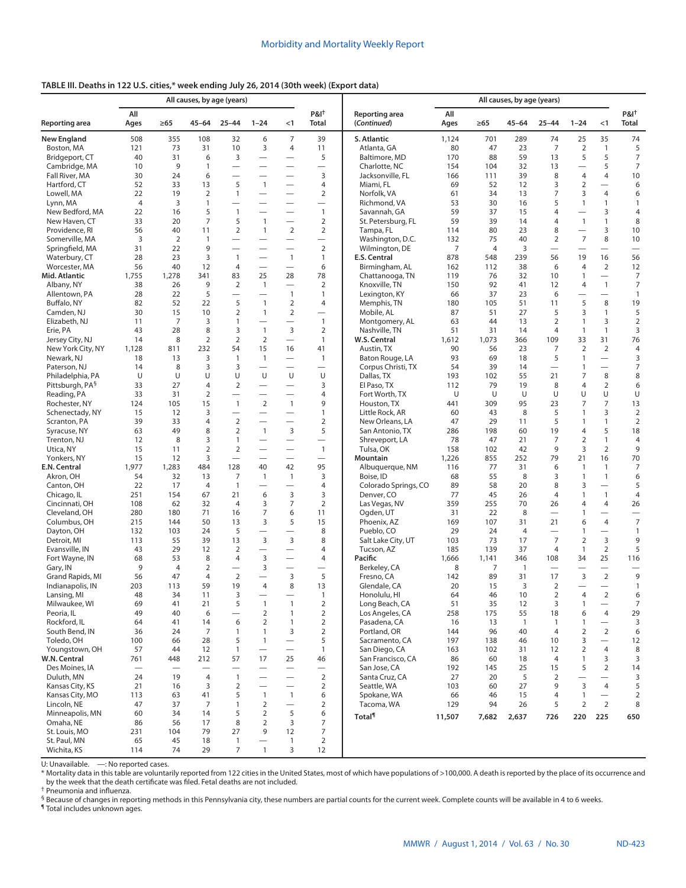**TABLE III. Deaths in 122 U.S. cities,* week ending July 26, 2014 (30th week) (Export data)**

| Reporting area | All causes, by age (years) All Ages | ≥65 | 45–64 | 25–44 | 1–24 | <1 | P&I† Total |
|---|---|---|---|---|---|---|---|
| **New England** | 508 | 355 | 108 | 32 | 6 | 7 | 39 |
| Boston, MA | 121 | 73 | 31 | 10 | 3 | 4 | 11 |
| Bridgeport, CT | 40 | 31 | 6 | 3 | — | — | 5 |
| Cambridge, MA | 10 | 9 | 1 | — | — | — | — |
| Fall River, MA | 30 | 24 | 6 | — | — | — | 3 |
| Hartford, CT | 52 | 33 | 13 | 5 | 1 | — | 4 |
| Lowell, MA | 22 | 19 | 2 | 1 | — | — | 2 |
| Lynn, MA | 4 | 3 | 1 | — | — | — | — |
| New Bedford, MA | 22 | 16 | 5 | 1 | — | — | 1 |
| New Haven, CT | 33 | 20 | 7 | 5 | 1 | — | 2 |
| Providence, RI | 56 | 40 | 11 | 2 | 1 | 2 | 2 |
| Somerville, MA | 3 | 2 | 1 | — | — | — | — |
| Springfield, MA | 31 | 22 | 9 | — | — | — | 2 |
| Waterbury, CT | 28 | 23 | 3 | 1 | — | 1 | 1 |
| Worcester, MA | 56 | 40 | 12 | 4 | — | — | 6 |
| **Mid. Atlantic** | 1,755 | 1,278 | 341 | 83 | 25 | 28 | 78 |
| Albany, NY | 38 | 26 | 9 | 2 | 1 | — | 2 |
| Allentown, PA | 28 | 22 | 5 | — | — | 1 | 1 |
| Buffalo, NY | 82 | 52 | 22 | 5 | 1 | 2 | 4 |
| Camden, NJ | 30 | 15 | 10 | 2 | 1 | 2 | — |
| Elizabeth, NJ | 11 | 7 | 3 | 1 | — | — | 1 |
| Erie, PA | 43 | 28 | 8 | 3 | 1 | 3 | 2 |
| Jersey City, NJ | 14 | 8 | 2 | 2 | 2 | — | 1 |
| New York City, NY | 1,128 | 811 | 232 | 54 | 15 | 16 | 41 |
| Newark, NJ | 18 | 13 | 3 | 1 | 1 | — | 1 |
| Paterson, NJ | 14 | 8 | 3 | 3 | — | — | — |
| Philadelphia, PA | U | U | U | U | U | U | U |
| Pittsburgh, PA§ | 33 | 27 | 4 | 2 | — | — | 3 |
| Reading, PA | 33 | 31 | 2 | — | — | — | 4 |
| Rochester, NY | 124 | 105 | 15 | 1 | 2 | 1 | 9 |
| Schenectady, NY | 15 | 12 | 3 | — | — | — | 1 |
| Scranton, PA | 39 | 33 | 4 | 2 | — | — | 2 |
| Syracuse, NY | 63 | 49 | 8 | 2 | 1 | 3 | 5 |
| Trenton, NJ | 12 | 8 | 3 | 1 | — | — | — |
| Utica, NY | 15 | 11 | 2 | 2 | — | — | 1 |
| Yonkers, NY | 15 | 12 | 3 | — | — | — | — |
| **E.N. Central** | 1,977 | 1,283 | 484 | 128 | 40 | 42 | 95 |
| Akron, OH | 54 | 32 | 13 | 7 | 1 | 1 | 3 |
| Canton, OH | 22 | 17 | 4 | 1 | — | — | 4 |
| Chicago, IL | 251 | 154 | 67 | 21 | 6 | 3 | 3 |
| Cincinnati, OH | 108 | 62 | 32 | 4 | 3 | 7 | 2 |
| Cleveland, OH | 280 | 180 | 71 | 16 | 7 | 6 | 11 |
| Columbus, OH | 215 | 144 | 50 | 13 | 3 | 5 | 15 |
| Dayton, OH | 132 | 103 | 24 | 5 | — | — | 8 |
| Detroit, MI | 113 | 55 | 39 | 13 | 3 | 3 | 8 |
| Evansville, IN | 43 | 29 | 12 | 2 | — | — | 4 |
| Fort Wayne, IN | 68 | 53 | 8 | 4 | 3 | — | 4 |
| Gary, IN | 9 | 4 | 2 | — | 3 | — | — |
| Grand Rapids, MI | 56 | 47 | 4 | 2 | — | 3 | 5 |
| Indianapolis, IN | 203 | 113 | 59 | 19 | 4 | 8 | 13 |
| Lansing, MI | 48 | 34 | 11 | 3 | — | — | 1 |
| Milwaukee, WI | 69 | 41 | 21 | 5 | 1 | 1 | 2 |
| Peoria, IL | 49 | 40 | 6 | — | 2 | 1 | 2 |
| Rockford, IL | 64 | 41 | 14 | 6 | 2 | 1 | 2 |
| South Bend, IN | 36 | 24 | 7 | 1 | 1 | 3 | 2 |
| Toledo, OH | 100 | 66 | 28 | 5 | 1 | — | 5 |
| Youngstown, OH | 57 | 44 | 12 | 1 | — | — | 1 |
| **W.N. Central** | 761 | 448 | 212 | 57 | 17 | 25 | 46 |
| Des Moines, IA | — | — | — | — | — | — | — |
| Duluth, MN | 24 | 19 | 4 | 1 | — | — | 2 |
| Kansas City, KS | 21 | 16 | 3 | 2 | — | — | 2 |
| Kansas City, MO | 113 | 63 | 41 | 5 | 1 | 1 | 6 |
| Lincoln, NE | 47 | 37 | 7 | 1 | 2 | — | 2 |
| Minneapolis, MN | 60 | 34 | 14 | 5 | 2 | 5 | 6 |
| Omaha, NE | 86 | 56 | 17 | 8 | 2 | 3 | 7 |
| St. Louis, MO | 231 | 104 | 79 | 27 | 9 | 12 | 7 |
| St. Paul, MN | 65 | 45 | 18 | 1 | — | 1 | 2 |
| Wichita, KS | 114 | 74 | 29 | 7 | 1 | 3 | 12 |
| **S. Atlantic** | 1,124 | 701 | 289 | 74 | 25 | 35 | 74 |
| Atlanta, GA | 80 | 47 | 23 | 7 | 2 | 1 | 5 |
| Baltimore, MD | 170 | 88 | 59 | 13 | 5 | 5 | 7 |
| Charlotte, NC | 154 | 104 | 32 | 13 | — | 5 | 7 |
| Jacksonville, FL | 166 | 111 | 39 | 8 | 4 | 4 | 10 |
| Miami, FL | 69 | 52 | 12 | 3 | 2 | — | 6 |
| Norfolk, VA | 61 | 34 | 13 | 7 | 3 | 4 | 6 |
| Richmond, VA | 53 | 30 | 16 | 5 | 1 | 1 | 1 |
| Savannah, GA | 59 | 37 | 15 | 4 | — | 3 | 4 |
| St. Petersburg, FL | 59 | 39 | 14 | 4 | 1 | 1 | 8 |
| Tampa, FL | 114 | 80 | 23 | 8 | — | 3 | 10 |
| Washington, D.C. | 132 | 75 | 40 | 2 | 7 | 8 | 10 |
| Wilmington, DE | 7 | 4 | 3 | — | — | — | — |
| **E.S. Central** | 878 | 548 | 239 | 56 | 19 | 16 | 56 |
| Birmingham, AL | 162 | 112 | 38 | 6 | 4 | 2 | 12 |
| Chattanooga, TN | 119 | 76 | 32 | 10 | 1 | — | 7 |
| Knoxville, TN | 150 | 92 | 41 | 12 | 4 | 1 | 7 |
| Lexington, KY | 66 | 37 | 23 | 6 | — | — | 1 |
| Memphis, TN | 180 | 105 | 51 | 11 | 5 | 8 | 19 |
| Mobile, AL | 87 | 51 | 27 | 5 | 3 | 1 | 5 |
| Montgomery, AL | 63 | 44 | 13 | 2 | 1 | 3 | 2 |
| Nashville, TN | 51 | 31 | 14 | 4 | 1 | 1 | 3 |
| **W.S. Central** | 1,612 | 1,073 | 366 | 109 | 33 | 31 | 76 |
| Austin, TX | 90 | 56 | 23 | 7 | 2 | 2 | 4 |
| Baton Rouge, LA | 93 | 69 | 18 | 5 | 1 | — | 3 |
| Corpus Christi, TX | 54 | 39 | 14 | — | 1 | — | 7 |
| Dallas, TX | 193 | 102 | 55 | 21 | 7 | 8 | 8 |
| El Paso, TX | 112 | 79 | 19 | 8 | 4 | 2 | 6 |
| Fort Worth, TX | U | U | U | U | U | U | U |
| Houston, TX | 441 | 309 | 95 | 23 | 7 | 7 | 13 |
| Little Rock, AR | 60 | 43 | 8 | 5 | 1 | 3 | 2 |
| New Orleans, LA | 47 | 29 | 11 | 5 | 1 | 1 | 2 |
| San Antonio, TX | 286 | 198 | 60 | 19 | 4 | 5 | 18 |
| Shreveport, LA | 78 | 47 | 21 | 7 | 2 | 1 | 4 |
| Tulsa, OK | 158 | 102 | 42 | 9 | 3 | 2 | 9 |
| **Mountain** | 1,226 | 855 | 252 | 79 | 21 | 16 | 70 |
| Albuquerque, NM | 116 | 77 | 31 | 6 | 1 | 1 | 7 |
| Boise, ID | 68 | 55 | 8 | 3 | 1 | 1 | 6 |
| Colorado Springs, CO | 89 | 58 | 20 | 8 | 3 | — | 5 |
| Denver, CO | 77 | 45 | 26 | 4 | 1 | 1 | 4 |
| Las Vegas, NV | 359 | 255 | 70 | 26 | 4 | 4 | 26 |
| Ogden, UT | 31 | 22 | 8 | — | 1 | — | — |
| Phoenix, AZ | 169 | 107 | 31 | 21 | 6 | 4 | 7 |
| Pueblo, CO | 29 | 24 | 4 | — | 1 | — | 1 |
| Salt Lake City, UT | 103 | 73 | 17 | 7 | 2 | 3 | 9 |
| Tucson, AZ | 185 | 139 | 37 | 4 | 1 | 2 | 5 |
| **Pacific** | 1,666 | 1,141 | 346 | 108 | 34 | 25 | 116 |
| Berkeley, CA | 8 | 7 | 1 | — | — | — | — |
| Fresno, CA | 142 | 89 | 31 | 17 | 3 | 2 | 9 |
| Glendale, CA | 20 | 15 | 3 | 2 | — | — | 1 |
| Honolulu, HI | 64 | 46 | 10 | 2 | 4 | 2 | 6 |
| Long Beach, CA | 51 | 35 | 12 | 3 | 1 | — | 7 |
| Los Angeles, CA | 258 | 175 | 55 | 18 | 6 | 4 | 29 |
| Pasadena, CA | 16 | 13 | 1 | 1 | 1 | — | 3 |
| Portland, OR | 144 | 96 | 40 | 4 | 2 | 2 | 6 |
| Sacramento, CA | 197 | 138 | 46 | 10 | 3 | — | 12 |
| San Diego, CA | 163 | 102 | 31 | 12 | 2 | 4 | 8 |
| San Francisco, CA | 86 | 60 | 18 | 4 | 1 | 3 | 3 |
| San Jose, CA | 192 | 145 | 25 | 15 | 5 | 2 | 14 |
| Santa Cruz, CA | 27 | 20 | 5 | 2 | — | — | 3 |
| Seattle, WA | 103 | 60 | 27 | 9 | 3 | 4 | 5 |
| Spokane, WA | 66 | 46 | 15 | 4 | 1 | — | 2 |
| Tacoma, WA | 129 | 94 | 26 | 5 | 2 | 2 | 8 |
| **Total¶** | **11,507** | **7,682** | **2,637** | **726** | **220** | **225** | **650** |

U: Unavailable. —: No reported cases.

\* Mortality data in this table are voluntarily reported from 122 cities in the United States, most of which have populations of >100,000. A death is reported by the place of its occurrence and by the week that the death certificate was filed. Fetal deaths are not included.

† Pneumonia and influenza.

§ Because of changes in reporting methods in this Pennsylvania city, these numbers are partial counts for the current week. Complete counts will be available in 4 to 6 weeks.

¶ Total includes unknown ages.